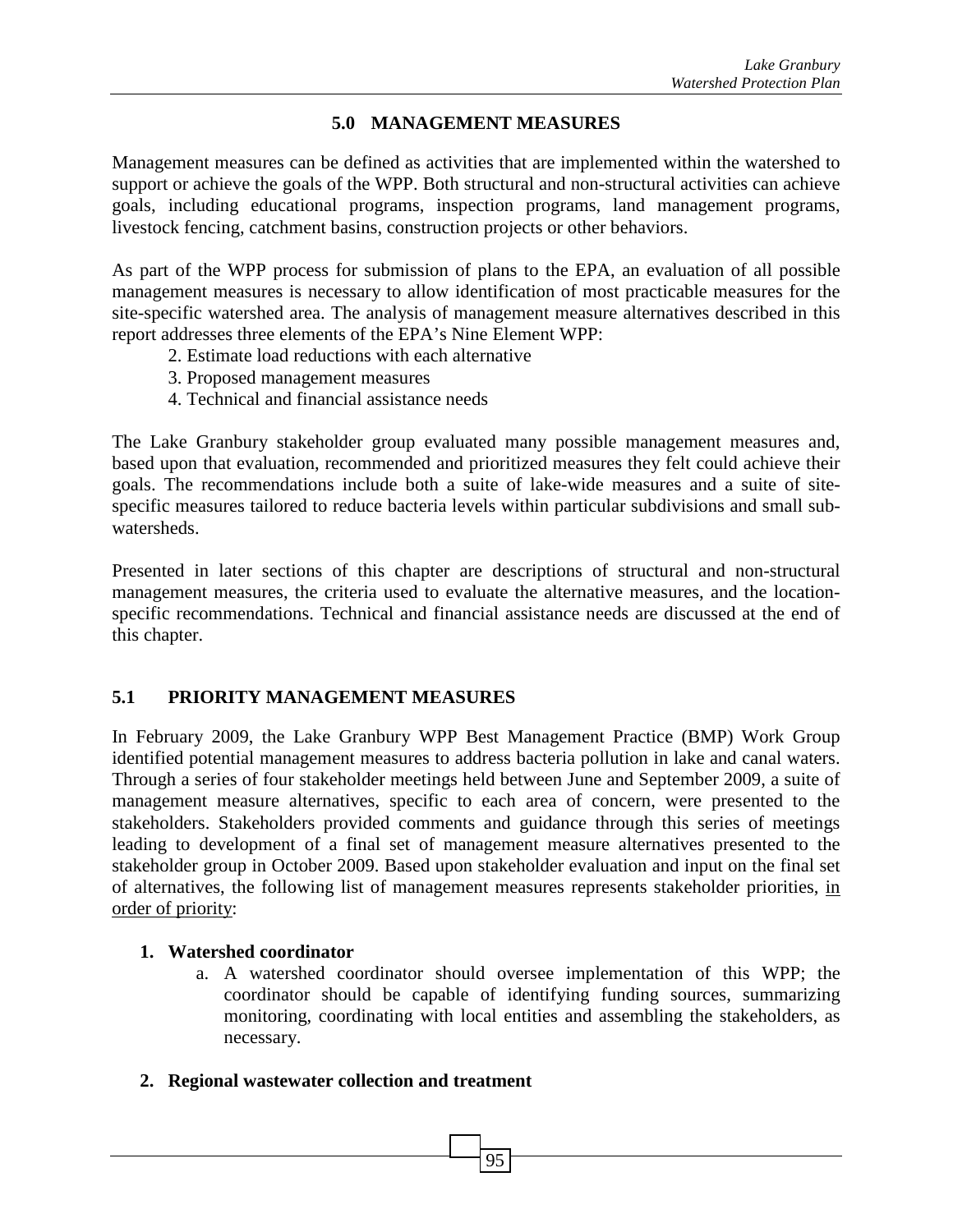# 5.0 MANAGEMENT MEASURES

Management measures can be defined as activities that are implemented within the watershed to support or achieve the goals of the WPP. Both structural and non-structural activities can achieve goals, including educational programs, inspection programs, land management programs, livestock fencing, catchment basins, construction projects or other behaviors.

As part of the WPP process for submission of plans to the EPA, an evaluation of all possible management measures is necessary to allow identification of most practicable measures for the site-specific watershed area. The analysis of management measure alternatives described in this report addresses three elements of the EPA's Nine Element WPP:

2. Estimate load reductions with each alternative
3. Proposed management measures
4. Technical and financial assistance needs

The Lake Granbury stakeholder group evaluated many possible management measures and, based upon that evaluation, recommended and prioritized measures they felt could achieve their goals. The recommendations include both a suite of lake-wide measures and a suite of site-specific measures tailored to reduce bacteria levels within particular subdivisions and small sub-watersheds.

Presented in later sections of this chapter are descriptions of structural and non-structural management measures, the criteria used to evaluate the alternative measures, and the location-specific recommendations. Technical and financial assistance needs are discussed at the end of this chapter.

## 5.1 PRIORITY MANAGEMENT MEASURES

In February 2009, the Lake Granbury WPP Best Management Practice (BMP) Work Group identified potential management measures to address bacteria pollution in lake and canal waters. Through a series of four stakeholder meetings held between June and September 2009, a suite of management measure alternatives, specific to each area of concern, were presented to the stakeholders. Stakeholders provided comments and guidance through this series of meetings leading to development of a final set of management measure alternatives presented to the stakeholder group in October 2009. Based upon stakeholder evaluation and input on the final set of alternatives, the following list of management measures represents stakeholder priorities, <u>in order of priority</u>:

1. **Watershed coordinator**
   a. A watershed coordinator should oversee implementation of this WPP; the coordinator should be capable of identifying funding sources, summarizing monitoring, coordinating with local entities and assembling the stakeholders, as necessary.

2. **Regional wastewater collection and treatment**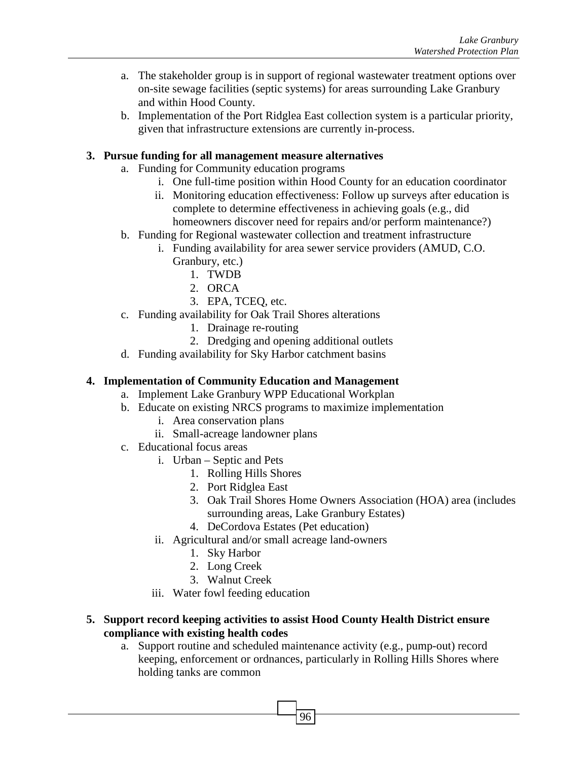a. The stakeholder group is in support of regional wastewater treatment options over on-site sewage facilities (septic systems) for areas surrounding Lake Granbury and within Hood County.
   b. Implementation of the Port Ridglea East collection system is a particular priority, given that infrastructure extensions are currently in-process.

3. **Pursue funding for all management measure alternatives**
   a. Funding for Community education programs
      i. One full-time position within Hood County for an education coordinator
      ii. Monitoring education effectiveness: Follow up surveys after education is complete to determine effectiveness in achieving goals (e.g., did homeowners discover need for repairs and/or perform maintenance?)
   b. Funding for Regional wastewater collection and treatment infrastructure
      i. Funding availability for area sewer service providers (AMUD, C.O. Granbury, etc.)
         1. TWDB
         2. ORCA
         3. EPA, TCEQ, etc.
   c. Funding availability for Oak Trail Shores alterations
         1. Drainage re-routing
         2. Dredging and opening additional outlets
   d. Funding availability for Sky Harbor catchment basins

4. **Implementation of Community Education and Management**
   a. Implement Lake Granbury WPP Educational Workplan
   b. Educate on existing NRCS programs to maximize implementation
      i. Area conservation plans
      ii. Small-acreage landowner plans
   c. Educational focus areas
      i. Urban – Septic and Pets
         1. Rolling Hills Shores
         2. Port Ridglea East
         3. Oak Trail Shores Home Owners Association (HOA) area (includes surrounding areas, Lake Granbury Estates)
         4. DeCordova Estates (Pet education)
      ii. Agricultural and/or small acreage land-owners
         1. Sky Harbor
         2. Long Creek
         3. Walnut Creek
      iii. Water fowl feeding education

5. **Support record keeping activities to assist Hood County Health District ensure compliance with existing health codes**
   a. Support routine and scheduled maintenance activity (e.g., pump-out) record keeping, enforcement or ordnances, particularly in Rolling Hills Shores where holding tanks are common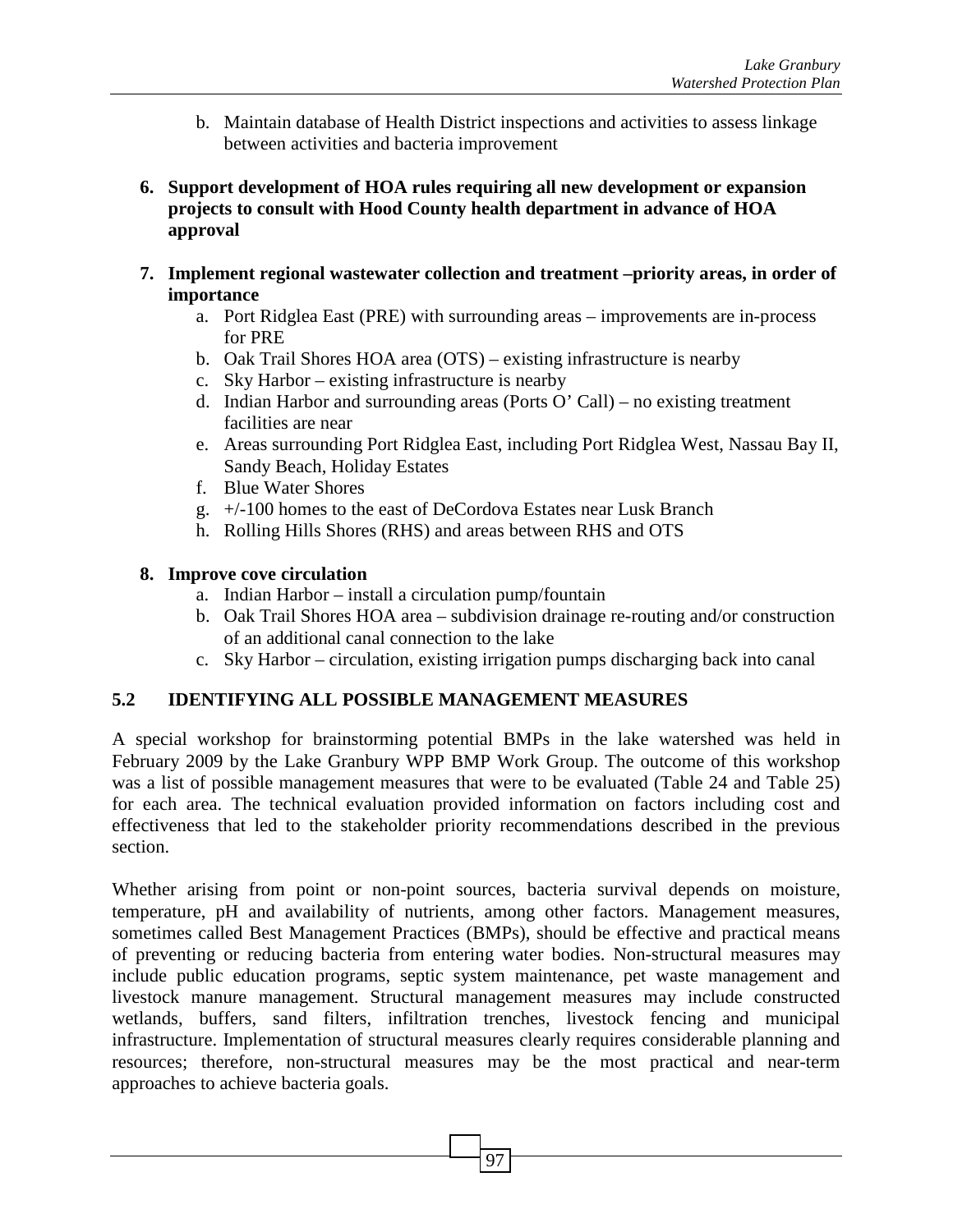b. Maintain database of Health District inspections and activities to assess linkage between activities and bacteria improvement

6. **Support development of HOA rules requiring all new development or expansion projects to consult with Hood County health department in advance of HOA approval**

7. **Implement regional wastewater collection and treatment –priority areas, in order of importance**
   a. Port Ridglea East (PRE) with surrounding areas – improvements are in-process for PRE
   b. Oak Trail Shores HOA area (OTS) – existing infrastructure is nearby
   c. Sky Harbor – existing infrastructure is nearby
   d. Indian Harbor and surrounding areas (Ports O' Call) – no existing treatment facilities are near
   e. Areas surrounding Port Ridglea East, including Port Ridglea West, Nassau Bay II, Sandy Beach, Holiday Estates
   f. Blue Water Shores
   g. +/-100 homes to the east of DeCordova Estates near Lusk Branch
   h. Rolling Hills Shores (RHS) and areas between RHS and OTS

8. **Improve cove circulation**
   a. Indian Harbor – install a circulation pump/fountain
   b. Oak Trail Shores HOA area – subdivision drainage re-routing and/or construction of an additional canal connection to the lake
   c. Sky Harbor – circulation, existing irrigation pumps discharging back into canal

## 5.2 IDENTIFYING ALL POSSIBLE MANAGEMENT MEASURES

A special workshop for brainstorming potential BMPs in the lake watershed was held in February 2009 by the Lake Granbury WPP BMP Work Group. The outcome of this workshop was a list of possible management measures that were to be evaluated (Table 24 and Table 25) for each area. The technical evaluation provided information on factors including cost and effectiveness that led to the stakeholder priority recommendations described in the previous section.

Whether arising from point or non-point sources, bacteria survival depends on moisture, temperature, pH and availability of nutrients, among other factors. Management measures, sometimes called Best Management Practices (BMPs), should be effective and practical means of preventing or reducing bacteria from entering water bodies. Non-structural measures may include public education programs, septic system maintenance, pet waste management and livestock manure management. Structural management measures may include constructed wetlands, buffers, sand filters, infiltration trenches, livestock fencing and municipal infrastructure. Implementation of structural measures clearly requires considerable planning and resources; therefore, non-structural measures may be the most practical and near-term approaches to achieve bacteria goals.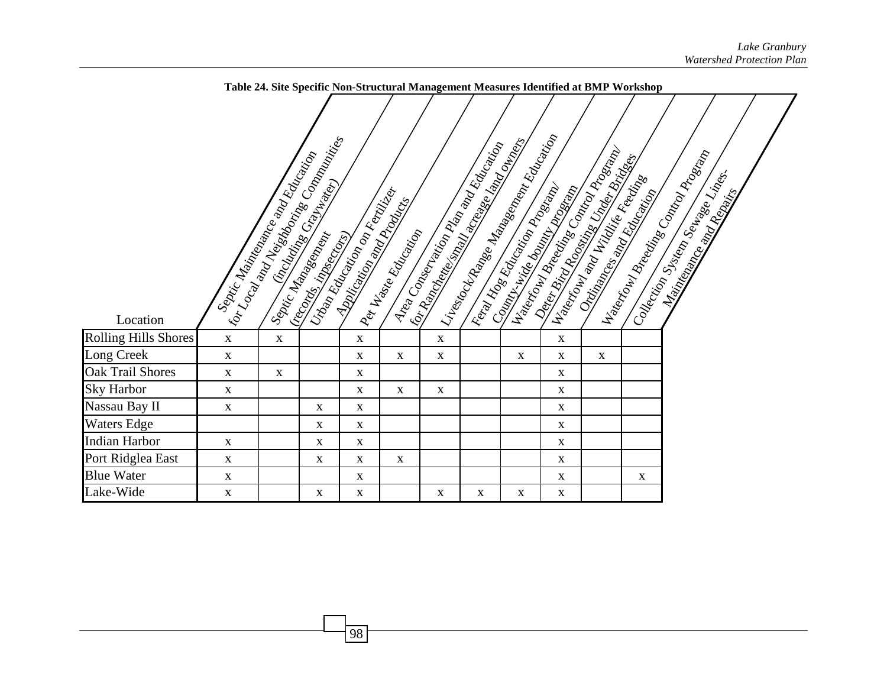**Table 24. Site Specific Non-Structural Management Measures Identified at BMP Workshop**

| Location | Septic Maintenance and Education for Local and Neighboring Communities (including Graywater) | Septic Management (records, inspectors) | Urban Education on Fertilizer Application and Products | Pet Waste Education | Area Conservation Plan and Education for Ranchette/small acreage land owners | Livestock/Range Management Education | Feral Hog Education Program/ County-wide bounty program | Waterfowl Breeding Control Program/ Deter Bird Roosting Under Bridges | Waterfowl and Wildlife Feeding Ordinances and Education | Waterfowl Breeding Control Program | Collection System Sewage Lines- Maintenance and Repairs |
|---|---|---|---|---|---|---|---|---|---|---|---|
| Rolling Hills Shores | x | x | | x | | x | | | x | | |
| Long Creek | x | | | x | x | x | | x | x | x | |
| Oak Trail Shores | x | x | | x | | | | | x | | |
| Sky Harbor | x | | | x | x | x | | | x | | |
| Nassau Bay II | x | | x | x | | | | | x | | |
| Waters Edge | | | x | x | | | | | x | | |
| Indian Harbor | x | | x | x | | | | | x | | |
| Port Ridglea East | x | | x | x | x | | | | x | | |
| Blue Water | x | | | x | | | | | x | | x |
| Lake-Wide | x | | x | x | | x | x | x | x | | |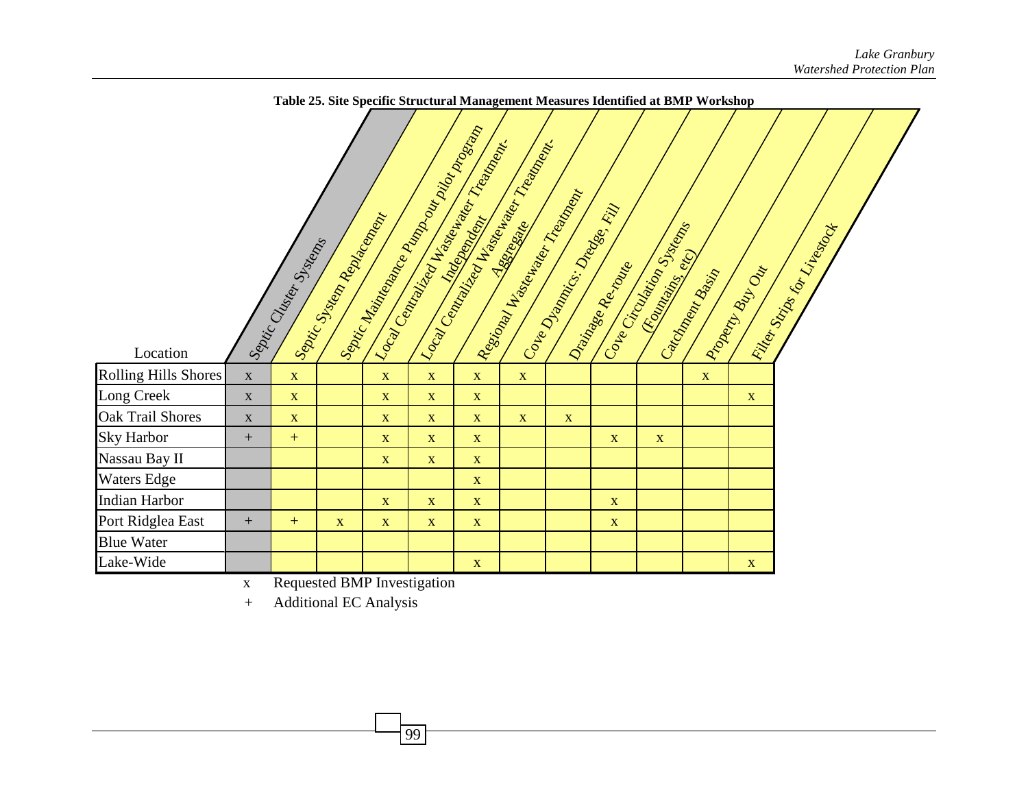**Table 25. Site Specific Structural Management Measures Identified at BMP Workshop**

| Location | Septic Cluster Systems | Septic System Replacement | Septic Maintenance Pump-out pilot program | Local Centralized Wastewater Treatment-Independent | Local Centralized Wastewater Treatment-Aggregate | Regional Wastewater Treatment | Cove Dynamics: Dredge, Fill | Drainage Re-route | Cove Circulation Systems (Fountains, etc) | Catchment Basin | Property Buy Out | Filter Strips for Livestock |
|---|---|---|---|---|---|---|---|---|---|---|---|---|
| Rolling Hills Shores | x | x | | x | x | x | x | | | | x | |
| Long Creek | x | x | | x | x | x | | | | | | x |
| Oak Trail Shores | x | x | | x | x | x | x | x | | | | |
| Sky Harbor | + | + | | x | x | x | | | x | x | | |
| Nassau Bay II | | | | x | x | x | | | | | | |
| Waters Edge | | | | | | x | | | | | | |
| Indian Harbor | | | | x | x | x | | | x | | | |
| Port Ridglea East | + | + | x | x | x | x | | | x | | | |
| Blue Water | | | | | | | | | | | | |
| Lake-Wide | | | | | | x | | | | | | x |

x Requested BMP Investigation

\+ Additional EC Analysis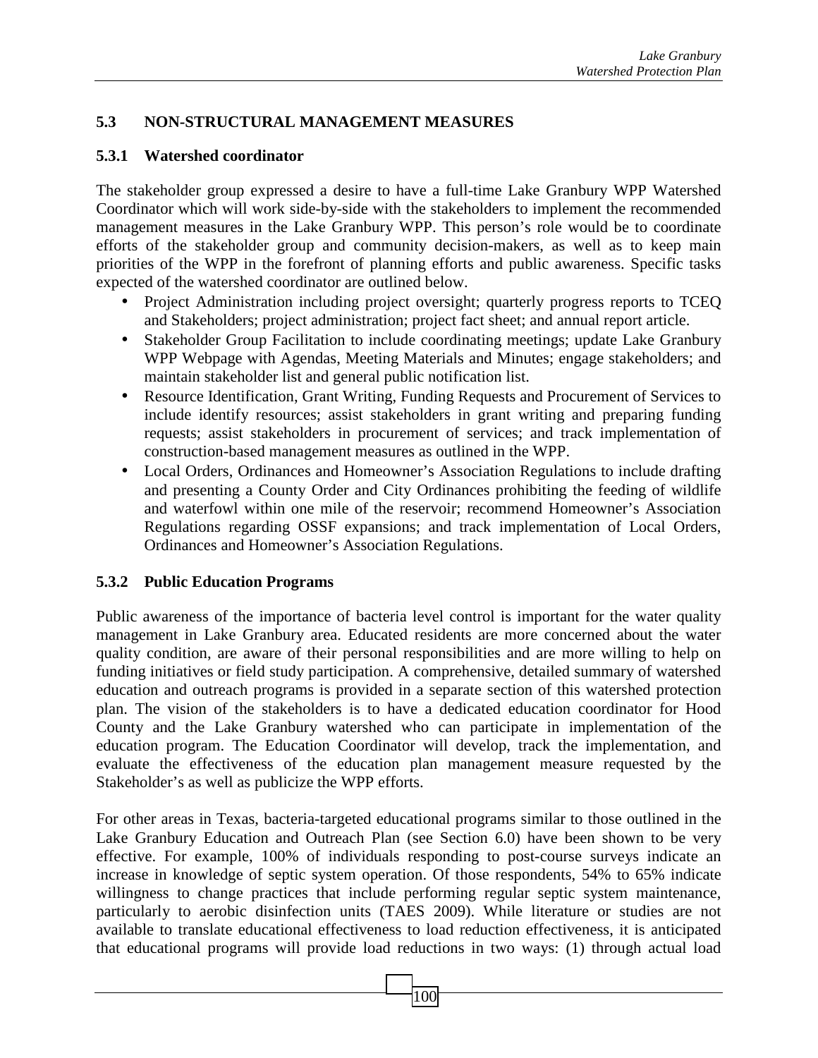## 5.3 NON-STRUCTURAL MANAGEMENT MEASURES

### 5.3.1 Watershed coordinator

The stakeholder group expressed a desire to have a full-time Lake Granbury WPP Watershed Coordinator which will work side-by-side with the stakeholders to implement the recommended management measures in the Lake Granbury WPP. This person's role would be to coordinate efforts of the stakeholder group and community decision-makers, as well as to keep main priorities of the WPP in the forefront of planning efforts and public awareness. Specific tasks expected of the watershed coordinator are outlined below.

- Project Administration including project oversight; quarterly progress reports to TCEQ and Stakeholders; project administration; project fact sheet; and annual report article.
- Stakeholder Group Facilitation to include coordinating meetings; update Lake Granbury WPP Webpage with Agendas, Meeting Materials and Minutes; engage stakeholders; and maintain stakeholder list and general public notification list.
- Resource Identification, Grant Writing, Funding Requests and Procurement of Services to include identify resources; assist stakeholders in grant writing and preparing funding requests; assist stakeholders in procurement of services; and track implementation of construction-based management measures as outlined in the WPP.
- Local Orders, Ordinances and Homeowner's Association Regulations to include drafting and presenting a County Order and City Ordinances prohibiting the feeding of wildlife and waterfowl within one mile of the reservoir; recommend Homeowner's Association Regulations regarding OSSF expansions; and track implementation of Local Orders, Ordinances and Homeowner's Association Regulations.

### 5.3.2 Public Education Programs

Public awareness of the importance of bacteria level control is important for the water quality management in Lake Granbury area. Educated residents are more concerned about the water quality condition, are aware of their personal responsibilities and are more willing to help on funding initiatives or field study participation. A comprehensive, detailed summary of watershed education and outreach programs is provided in a separate section of this watershed protection plan. The vision of the stakeholders is to have a dedicated education coordinator for Hood County and the Lake Granbury watershed who can participate in implementation of the education program. The Education Coordinator will develop, track the implementation, and evaluate the effectiveness of the education plan management measure requested by the Stakeholder's as well as publicize the WPP efforts.

For other areas in Texas, bacteria-targeted educational programs similar to those outlined in the Lake Granbury Education and Outreach Plan (see Section 6.0) have been shown to be very effective. For example, 100% of individuals responding to post-course surveys indicate an increase in knowledge of septic system operation. Of those respondents, 54% to 65% indicate willingness to change practices that include performing regular septic system maintenance, particularly to aerobic disinfection units (TAES 2009). While literature or studies are not available to translate educational effectiveness to load reduction effectiveness, it is anticipated that educational programs will provide load reductions in two ways: (1) through actual load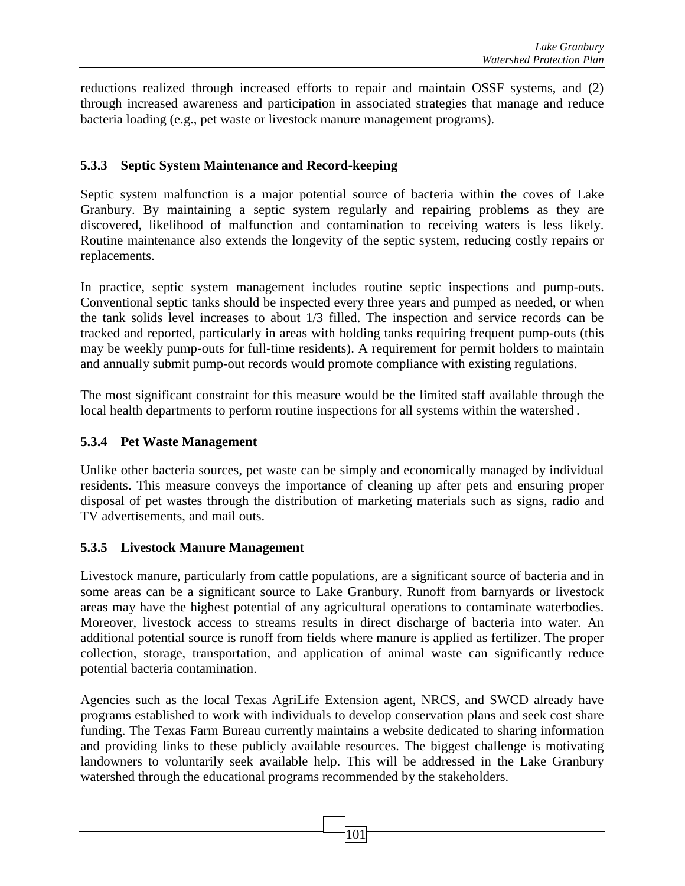reductions realized through increased efforts to repair and maintain OSSF systems, and (2) through increased awareness and participation in associated strategies that manage and reduce bacteria loading (e.g., pet waste or livestock manure management programs).

### 5.3.3 Septic System Maintenance and Record-keeping

Septic system malfunction is a major potential source of bacteria within the coves of Lake Granbury. By maintaining a septic system regularly and repairing problems as they are discovered, likelihood of malfunction and contamination to receiving waters is less likely. Routine maintenance also extends the longevity of the septic system, reducing costly repairs or replacements.

In practice, septic system management includes routine septic inspections and pump-outs. Conventional septic tanks should be inspected every three years and pumped as needed, or when the tank solids level increases to about 1/3 filled. The inspection and service records can be tracked and reported, particularly in areas with holding tanks requiring frequent pump-outs (this may be weekly pump-outs for full-time residents). A requirement for permit holders to maintain and annually submit pump-out records would promote compliance with existing regulations.

The most significant constraint for this measure would be the limited staff available through the local health departments to perform routine inspections for all systems within the watershed.

### 5.3.4 Pet Waste Management

Unlike other bacteria sources, pet waste can be simply and economically managed by individual residents. This measure conveys the importance of cleaning up after pets and ensuring proper disposal of pet wastes through the distribution of marketing materials such as signs, radio and TV advertisements, and mail outs.

### 5.3.5 Livestock Manure Management

Livestock manure, particularly from cattle populations, are a significant source of bacteria and in some areas can be a significant source to Lake Granbury. Runoff from barnyards or livestock areas may have the highest potential of any agricultural operations to contaminate waterbodies. Moreover, livestock access to streams results in direct discharge of bacteria into water. An additional potential source is runoff from fields where manure is applied as fertilizer. The proper collection, storage, transportation, and application of animal waste can significantly reduce potential bacteria contamination.

Agencies such as the local Texas AgriLife Extension agent, NRCS, and SWCD already have programs established to work with individuals to develop conservation plans and seek cost share funding. The Texas Farm Bureau currently maintains a website dedicated to sharing information and providing links to these publicly available resources. The biggest challenge is motivating landowners to voluntarily seek available help. This will be addressed in the Lake Granbury watershed through the educational programs recommended by the stakeholders.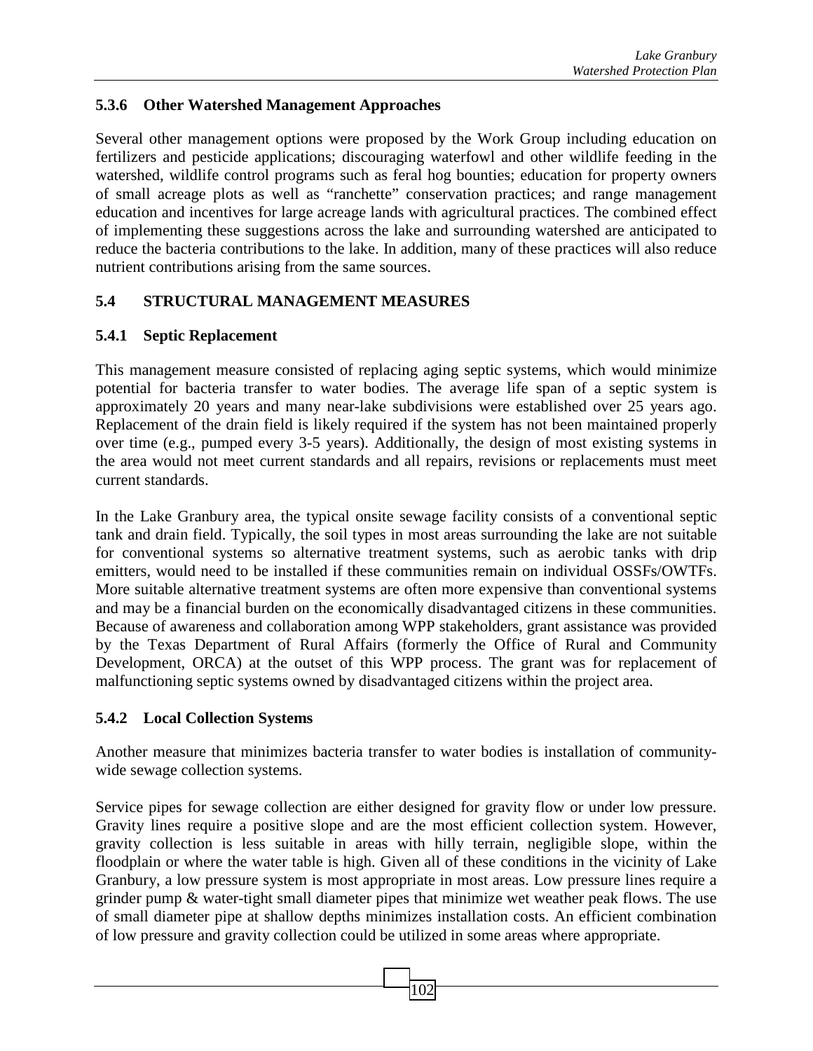### 5.3.6 Other Watershed Management Approaches

Several other management options were proposed by the Work Group including education on fertilizers and pesticide applications; discouraging waterfowl and other wildlife feeding in the watershed, wildlife control programs such as feral hog bounties; education for property owners of small acreage plots as well as "ranchette" conservation practices; and range management education and incentives for large acreage lands with agricultural practices. The combined effect of implementing these suggestions across the lake and surrounding watershed are anticipated to reduce the bacteria contributions to the lake. In addition, many of these practices will also reduce nutrient contributions arising from the same sources.

## 5.4 STRUCTURAL MANAGEMENT MEASURES

### 5.4.1 Septic Replacement

This management measure consisted of replacing aging septic systems, which would minimize potential for bacteria transfer to water bodies. The average life span of a septic system is approximately 20 years and many near-lake subdivisions were established over 25 years ago. Replacement of the drain field is likely required if the system has not been maintained properly over time (e.g., pumped every 3-5 years). Additionally, the design of most existing systems in the area would not meet current standards and all repairs, revisions or replacements must meet current standards.

In the Lake Granbury area, the typical onsite sewage facility consists of a conventional septic tank and drain field. Typically, the soil types in most areas surrounding the lake are not suitable for conventional systems so alternative treatment systems, such as aerobic tanks with drip emitters, would need to be installed if these communities remain on individual OSSFs/OWTFs. More suitable alternative treatment systems are often more expensive than conventional systems and may be a financial burden on the economically disadvantaged citizens in these communities. Because of awareness and collaboration among WPP stakeholders, grant assistance was provided by the Texas Department of Rural Affairs (formerly the Office of Rural and Community Development, ORCA) at the outset of this WPP process. The grant was for replacement of malfunctioning septic systems owned by disadvantaged citizens within the project area.

### 5.4.2 Local Collection Systems

Another measure that minimizes bacteria transfer to water bodies is installation of community-wide sewage collection systems.

Service pipes for sewage collection are either designed for gravity flow or under low pressure. Gravity lines require a positive slope and are the most efficient collection system. However, gravity collection is less suitable in areas with hilly terrain, negligible slope, within the floodplain or where the water table is high. Given all of these conditions in the vicinity of Lake Granbury, a low pressure system is most appropriate in most areas. Low pressure lines require a grinder pump & water-tight small diameter pipes that minimize wet weather peak flows. The use of small diameter pipe at shallow depths minimizes installation costs. An efficient combination of low pressure and gravity collection could be utilized in some areas where appropriate.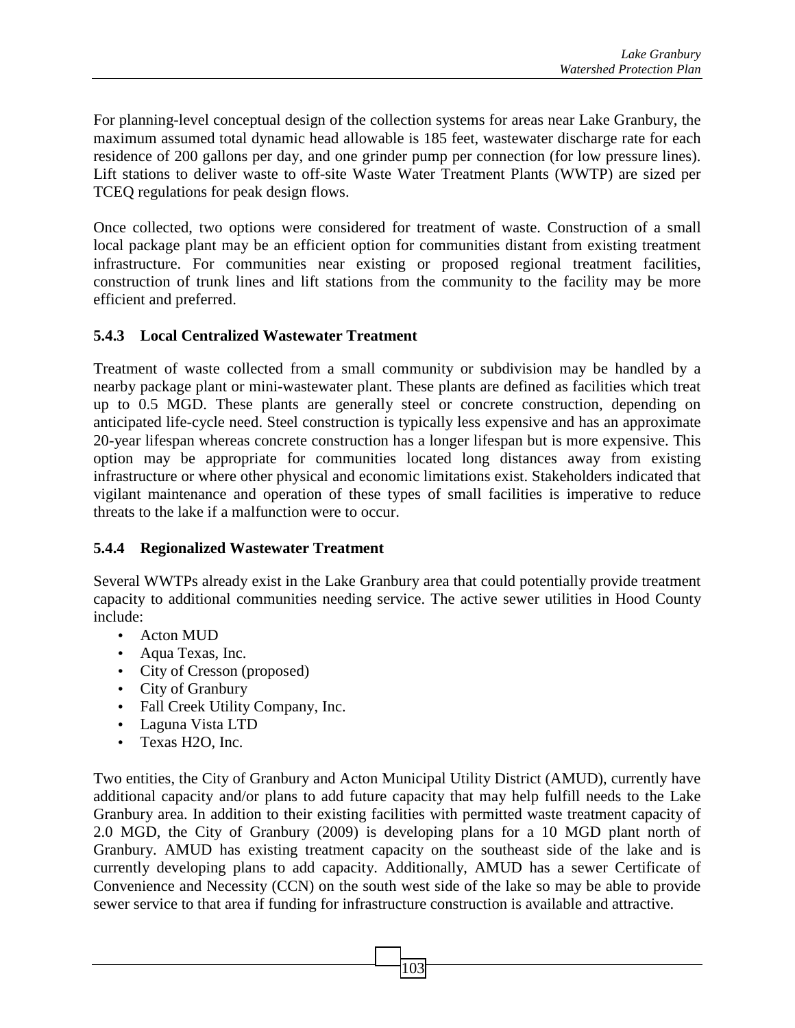For planning-level conceptual design of the collection systems for areas near Lake Granbury, the maximum assumed total dynamic head allowable is 185 feet, wastewater discharge rate for each residence of 200 gallons per day, and one grinder pump per connection (for low pressure lines). Lift stations to deliver waste to off-site Waste Water Treatment Plants (WWTP) are sized per TCEQ regulations for peak design flows.

Once collected, two options were considered for treatment of waste. Construction of a small local package plant may be an efficient option for communities distant from existing treatment infrastructure. For communities near existing or proposed regional treatment facilities, construction of trunk lines and lift stations from the community to the facility may be more efficient and preferred.

### 5.4.3 Local Centralized Wastewater Treatment

Treatment of waste collected from a small community or subdivision may be handled by a nearby package plant or mini-wastewater plant. These plants are defined as facilities which treat up to 0.5 MGD. These plants are generally steel or concrete construction, depending on anticipated life-cycle need. Steel construction is typically less expensive and has an approximate 20-year lifespan whereas concrete construction has a longer lifespan but is more expensive. This option may be appropriate for communities located long distances away from existing infrastructure or where other physical and economic limitations exist. Stakeholders indicated that vigilant maintenance and operation of these types of small facilities is imperative to reduce threats to the lake if a malfunction were to occur.

### 5.4.4 Regionalized Wastewater Treatment

Several WWTPs already exist in the Lake Granbury area that could potentially provide treatment capacity to additional communities needing service. The active sewer utilities in Hood County include:

- Acton MUD
- Aqua Texas, Inc.
- City of Cresson (proposed)
- City of Granbury
- Fall Creek Utility Company, Inc.
- Laguna Vista LTD
- Texas H2O, Inc.

Two entities, the City of Granbury and Acton Municipal Utility District (AMUD), currently have additional capacity and/or plans to add future capacity that may help fulfill needs to the Lake Granbury area. In addition to their existing facilities with permitted waste treatment capacity of 2.0 MGD, the City of Granbury (2009) is developing plans for a 10 MGD plant north of Granbury. AMUD has existing treatment capacity on the southeast side of the lake and is currently developing plans to add capacity. Additionally, AMUD has a sewer Certificate of Convenience and Necessity (CCN) on the south west side of the lake so may be able to provide sewer service to that area if funding for infrastructure construction is available and attractive.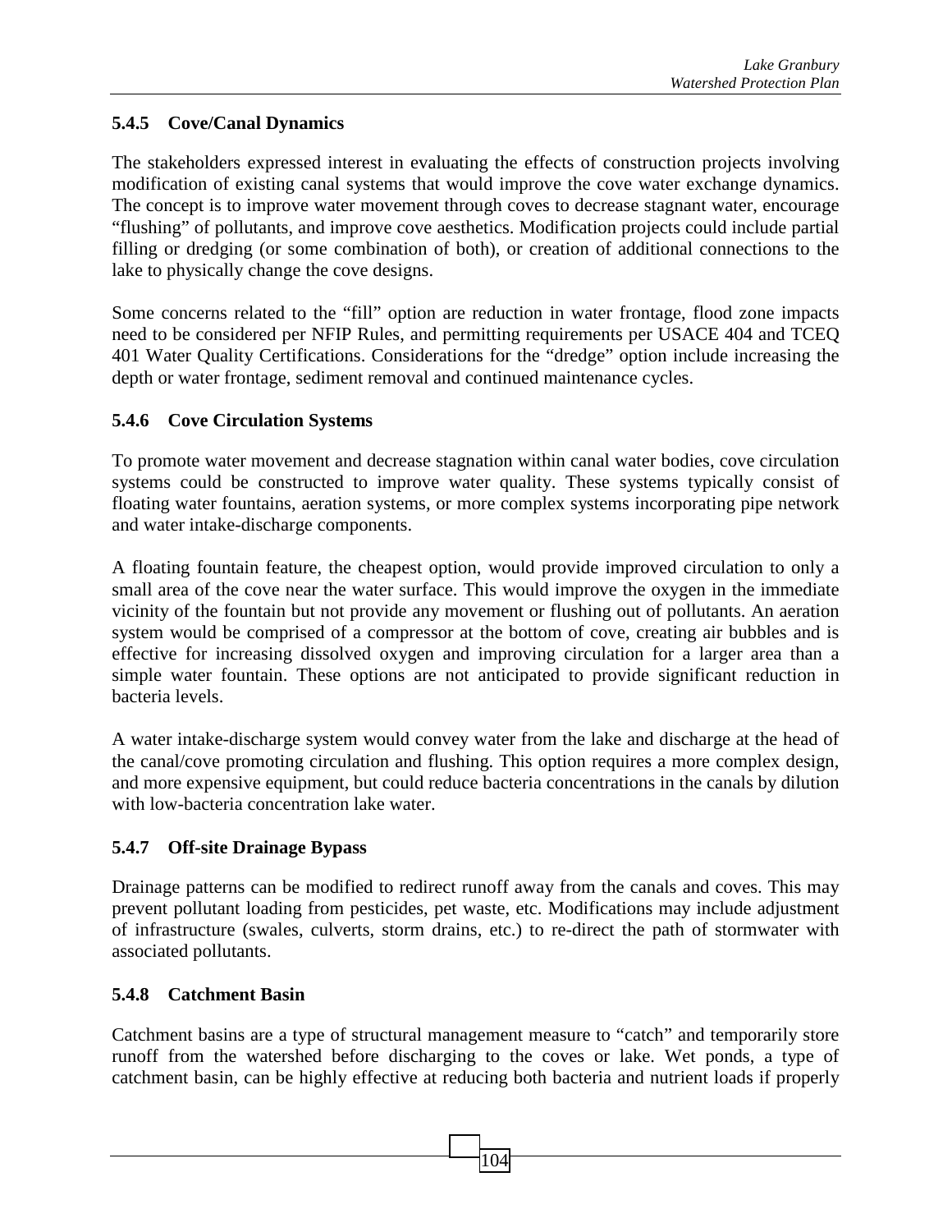### 5.4.5 Cove/Canal Dynamics

The stakeholders expressed interest in evaluating the effects of construction projects involving modification of existing canal systems that would improve the cove water exchange dynamics. The concept is to improve water movement through coves to decrease stagnant water, encourage "flushing" of pollutants, and improve cove aesthetics. Modification projects could include partial filling or dredging (or some combination of both), or creation of additional connections to the lake to physically change the cove designs.

Some concerns related to the "fill" option are reduction in water frontage, flood zone impacts need to be considered per NFIP Rules, and permitting requirements per USACE 404 and TCEQ 401 Water Quality Certifications. Considerations for the "dredge" option include increasing the depth or water frontage, sediment removal and continued maintenance cycles.

### 5.4.6 Cove Circulation Systems

To promote water movement and decrease stagnation within canal water bodies, cove circulation systems could be constructed to improve water quality. These systems typically consist of floating water fountains, aeration systems, or more complex systems incorporating pipe network and water intake-discharge components.

A floating fountain feature, the cheapest option, would provide improved circulation to only a small area of the cove near the water surface. This would improve the oxygen in the immediate vicinity of the fountain but not provide any movement or flushing out of pollutants. An aeration system would be comprised of a compressor at the bottom of cove, creating air bubbles and is effective for increasing dissolved oxygen and improving circulation for a larger area than a simple water fountain. These options are not anticipated to provide significant reduction in bacteria levels.

A water intake-discharge system would convey water from the lake and discharge at the head of the canal/cove promoting circulation and flushing. This option requires a more complex design, and more expensive equipment, but could reduce bacteria concentrations in the canals by dilution with low-bacteria concentration lake water.

### 5.4.7 Off-site Drainage Bypass

Drainage patterns can be modified to redirect runoff away from the canals and coves. This may prevent pollutant loading from pesticides, pet waste, etc. Modifications may include adjustment of infrastructure (swales, culverts, storm drains, etc.) to re-direct the path of stormwater with associated pollutants.

### 5.4.8 Catchment Basin

Catchment basins are a type of structural management measure to "catch" and temporarily store runoff from the watershed before discharging to the coves or lake. Wet ponds, a type of catchment basin, can be highly effective at reducing both bacteria and nutrient loads if properly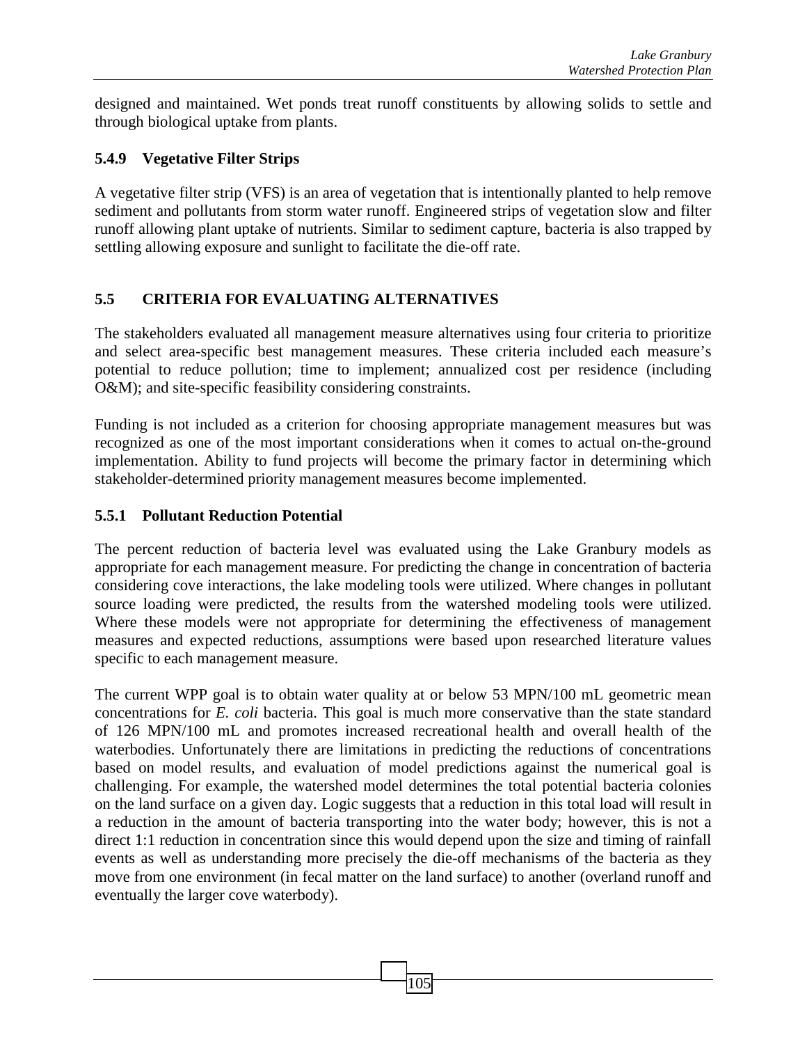designed and maintained. Wet ponds treat runoff constituents by allowing solids to settle and through biological uptake from plants.

### 5.4.9 Vegetative Filter Strips

A vegetative filter strip (VFS) is an area of vegetation that is intentionally planted to help remove sediment and pollutants from storm water runoff. Engineered strips of vegetation slow and filter runoff allowing plant uptake of nutrients. Similar to sediment capture, bacteria is also trapped by settling allowing exposure and sunlight to facilitate the die-off rate.

## 5.5 CRITERIA FOR EVALUATING ALTERNATIVES

The stakeholders evaluated all management measure alternatives using four criteria to prioritize and select area-specific best management measures. These criteria included each measure's potential to reduce pollution; time to implement; annualized cost per residence (including O&M); and site-specific feasibility considering constraints.

Funding is not included as a criterion for choosing appropriate management measures but was recognized as one of the most important considerations when it comes to actual on-the-ground implementation. Ability to fund projects will become the primary factor in determining which stakeholder-determined priority management measures become implemented.

### 5.5.1 Pollutant Reduction Potential

The percent reduction of bacteria level was evaluated using the Lake Granbury models as appropriate for each management measure. For predicting the change in concentration of bacteria considering cove interactions, the lake modeling tools were utilized. Where changes in pollutant source loading were predicted, the results from the watershed modeling tools were utilized. Where these models were not appropriate for determining the effectiveness of management measures and expected reductions, assumptions were based upon researched literature values specific to each management measure.

The current WPP goal is to obtain water quality at or below 53 MPN/100 mL geometric mean concentrations for *E. coli* bacteria. This goal is much more conservative than the state standard of 126 MPN/100 mL and promotes increased recreational health and overall health of the waterbodies. Unfortunately there are limitations in predicting the reductions of concentrations based on model results, and evaluation of model predictions against the numerical goal is challenging. For example, the watershed model determines the total potential bacteria colonies on the land surface on a given day. Logic suggests that a reduction in this total load will result in a reduction in the amount of bacteria transporting into the water body; however, this is not a direct 1:1 reduction in concentration since this would depend upon the size and timing of rainfall events as well as understanding more precisely the die-off mechanisms of the bacteria as they move from one environment (in fecal matter on the land surface) to another (overland runoff and eventually the larger cove waterbody).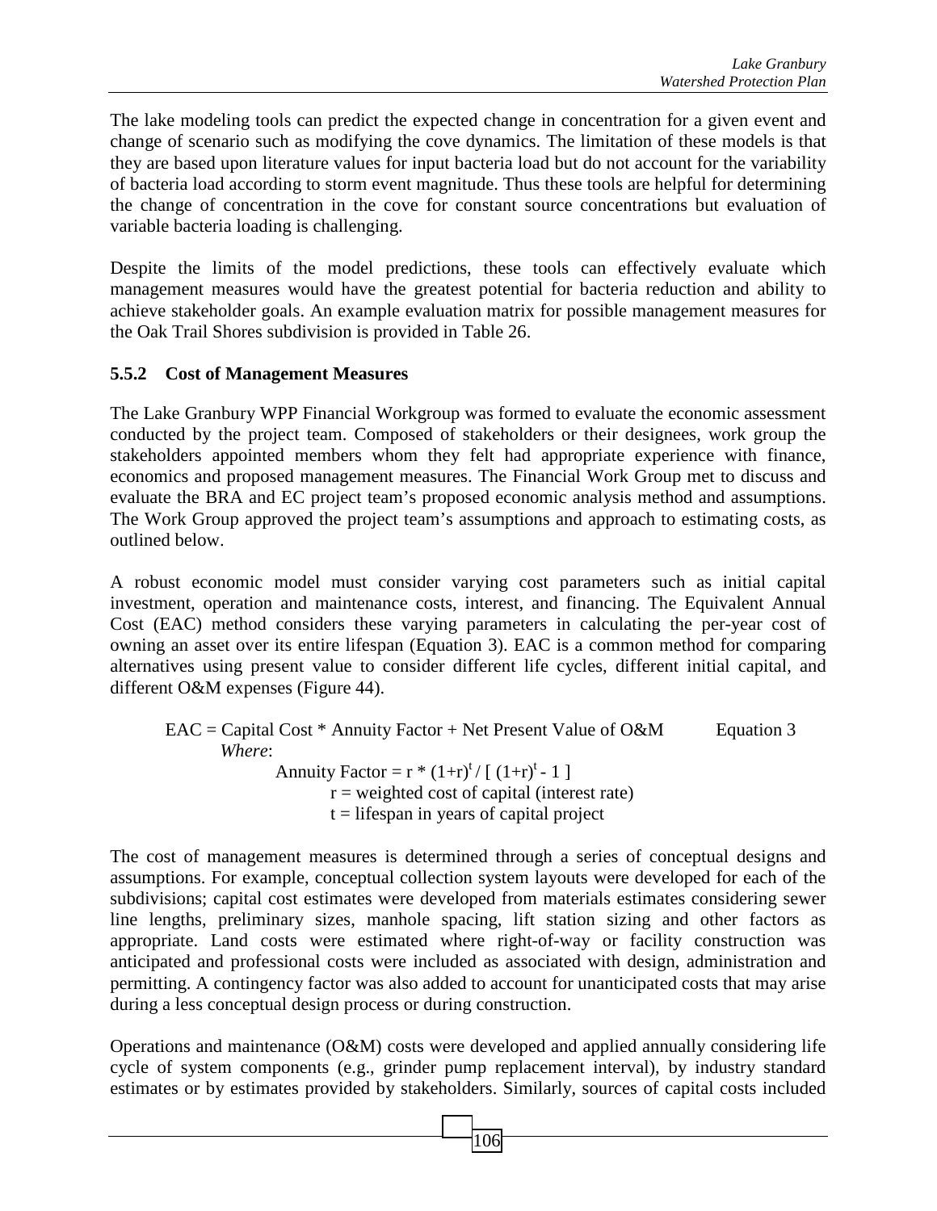The lake modeling tools can predict the expected change in concentration for a given event and change of scenario such as modifying the cove dynamics. The limitation of these models is that they are based upon literature values for input bacteria load but do not account for the variability of bacteria load according to storm event magnitude. Thus these tools are helpful for determining the change of concentration in the cove for constant source concentrations but evaluation of variable bacteria loading is challenging.

Despite the limits of the model predictions, these tools can effectively evaluate which management measures would have the greatest potential for bacteria reduction and ability to achieve stakeholder goals. An example evaluation matrix for possible management measures for the Oak Trail Shores subdivision is provided in Table 26.

### 5.5.2 Cost of Management Measures

The Lake Granbury WPP Financial Workgroup was formed to evaluate the economic assessment conducted by the project team. Composed of stakeholders or their designees, work group the stakeholders appointed members whom they felt had appropriate experience with finance, economics and proposed management measures. The Financial Work Group met to discuss and evaluate the BRA and EC project team's proposed economic analysis method and assumptions. The Work Group approved the project team's assumptions and approach to estimating costs, as outlined below.

A robust economic model must consider varying cost parameters such as initial capital investment, operation and maintenance costs, interest, and financing. The Equivalent Annual Cost (EAC) method considers these varying parameters in calculating the per-year cost of owning an asset over its entire lifespan (Equation 3). EAC is a common method for comparing alternatives using present value to consider different life cycles, different initial capital, and different O&M expenses (Figure 44).

$$\text{EAC} = \text{Capital Cost} * \text{Annuity Factor} + \text{Net Present Value of O\&M} \qquad \text{Equation 3}$$

*Where*:

$$\text{Annuity Factor} = r * (1+r)^t / [\,(1+r)^t - 1\,]$$

$r$ = weighted cost of capital (interest rate)

$t$ = lifespan in years of capital project

The cost of management measures is determined through a series of conceptual designs and assumptions. For example, conceptual collection system layouts were developed for each of the subdivisions; capital cost estimates were developed from materials estimates considering sewer line lengths, preliminary sizes, manhole spacing, lift station sizing and other factors as appropriate. Land costs were estimated where right-of-way or facility construction was anticipated and professional costs were included as associated with design, administration and permitting. A contingency factor was also added to account for unanticipated costs that may arise during a less conceptual design process or during construction.

Operations and maintenance (O&M) costs were developed and applied annually considering life cycle of system components (e.g., grinder pump replacement interval), by industry standard estimates or by estimates provided by stakeholders. Similarly, sources of capital costs included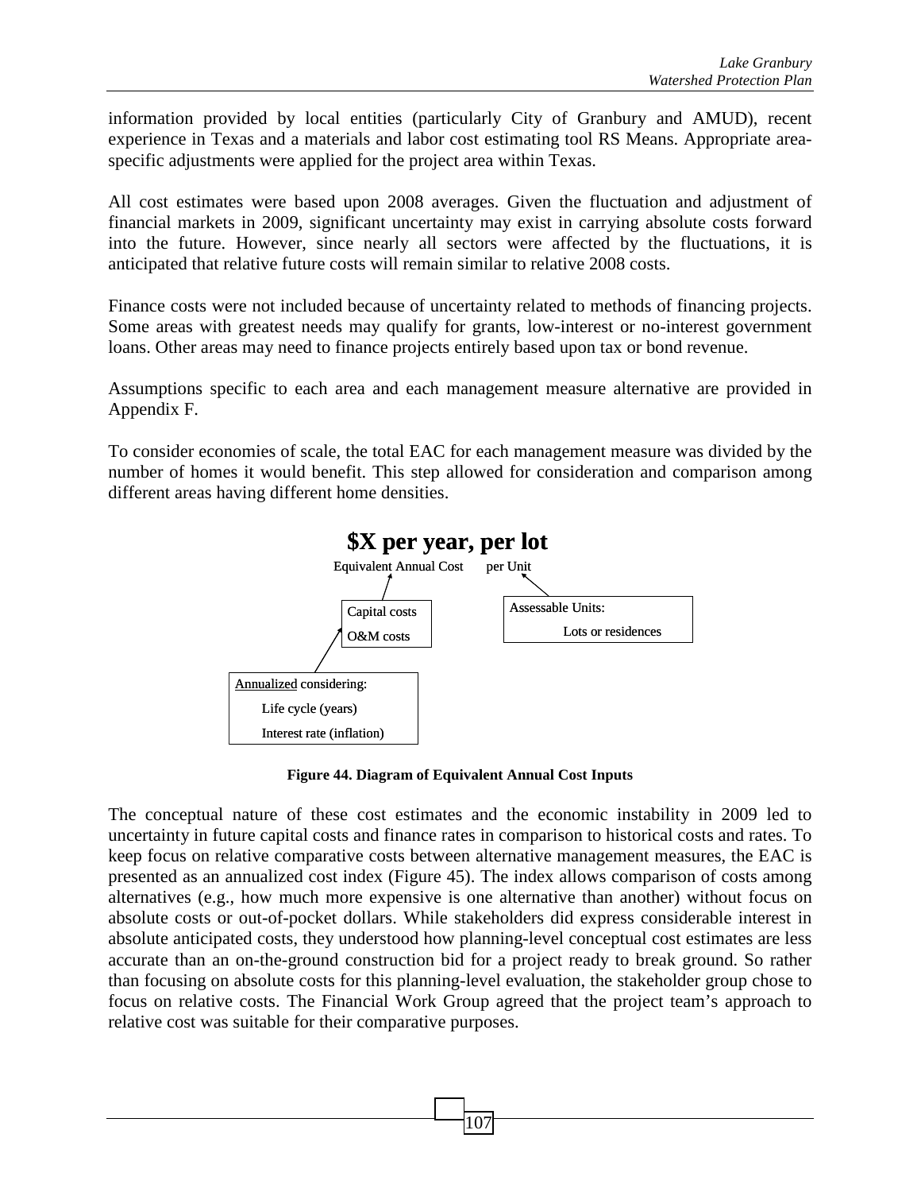information provided by local entities (particularly City of Granbury and AMUD), recent experience in Texas and a materials and labor cost estimating tool RS Means. Appropriate area-specific adjustments were applied for the project area within Texas.

All cost estimates were based upon 2008 averages. Given the fluctuation and adjustment of financial markets in 2009, significant uncertainty may exist in carrying absolute costs forward into the future. However, since nearly all sectors were affected by the fluctuations, it is anticipated that relative future costs will remain similar to relative 2008 costs.

Finance costs were not included because of uncertainty related to methods of financing projects. Some areas with greatest needs may qualify for grants, low-interest or no-interest government loans. Other areas may need to finance projects entirely based upon tax or bond revenue.

Assumptions specific to each area and each management measure alternative are provided in Appendix F.

To consider economies of scale, the total EAC for each management measure was divided by the number of homes it would benefit. This step allowed for consideration and comparison among different areas having different home densities.

**$X per year, per lot**

Equivalent Annual Cost per Unit

Capital costs
O&M costs

Assessable Units:
Lots or residences

Annualized considering:
Life cycle (years)
Interest rate (inflation)

**Figure 44. Diagram of Equivalent Annual Cost Inputs**

The conceptual nature of these cost estimates and the economic instability in 2009 led to uncertainty in future capital costs and finance rates in comparison to historical costs and rates. To keep focus on relative comparative costs between alternative management measures, the EAC is presented as an annualized cost index (Figure 45). The index allows comparison of costs among alternatives (e.g., how much more expensive is one alternative than another) without focus on absolute costs or out-of-pocket dollars. While stakeholders did express considerable interest in absolute anticipated costs, they understood how planning-level conceptual cost estimates are less accurate than an on-the-ground construction bid for a project ready to break ground. So rather than focusing on absolute costs for this planning-level evaluation, the stakeholder group chose to focus on relative costs. The Financial Work Group agreed that the project team's approach to relative cost was suitable for their comparative purposes.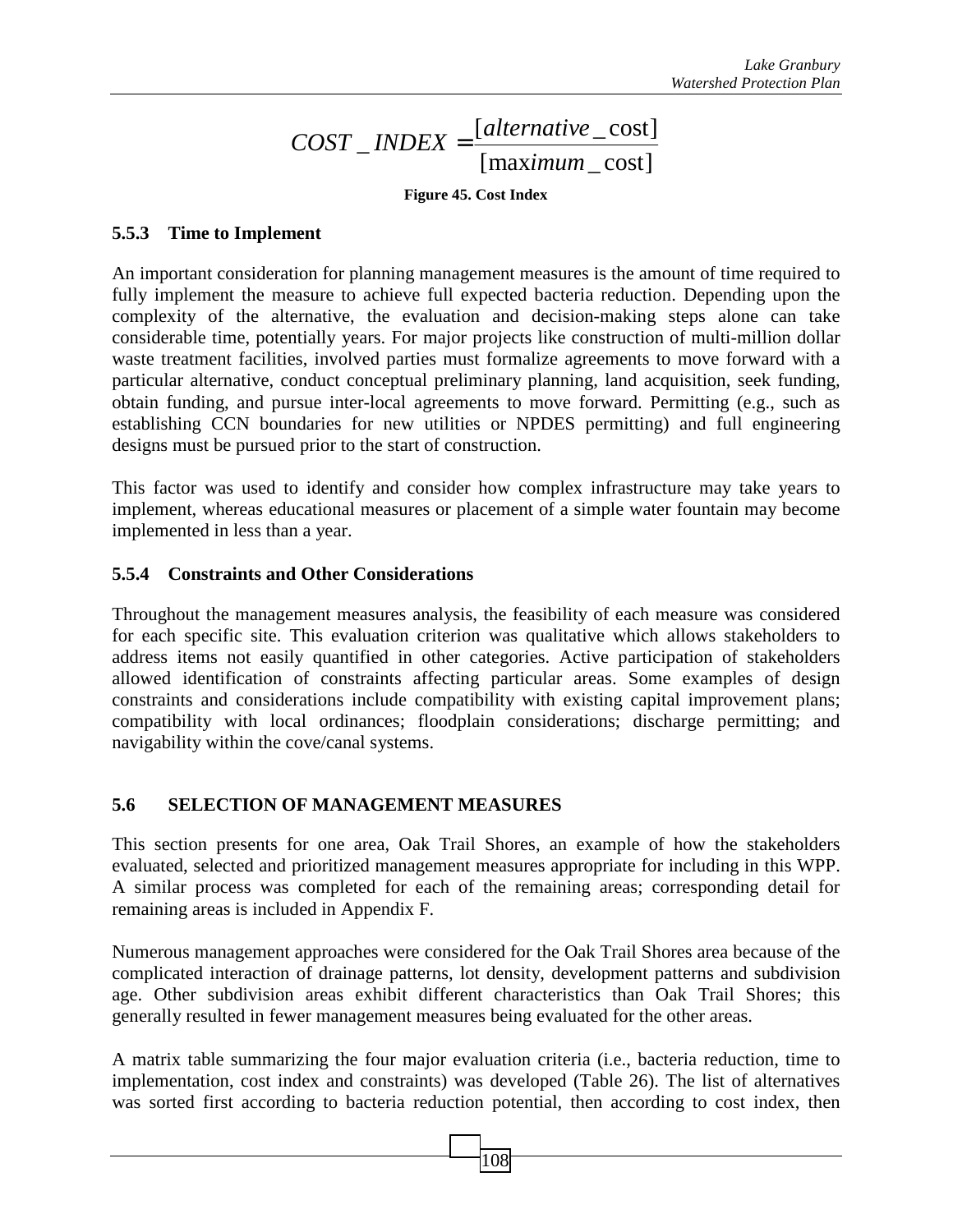$$COST\_INDEX = \frac{[alternative\_\text{cost}]}{[\text{max}imum\_\text{cost}]}$$

**Figure 45. Cost Index**

### 5.5.3 Time to Implement

An important consideration for planning management measures is the amount of time required to fully implement the measure to achieve full expected bacteria reduction. Depending upon the complexity of the alternative, the evaluation and decision-making steps alone can take considerable time, potentially years. For major projects like construction of multi-million dollar waste treatment facilities, involved parties must formalize agreements to move forward with a particular alternative, conduct conceptual preliminary planning, land acquisition, seek funding, obtain funding, and pursue inter-local agreements to move forward. Permitting (e.g., such as establishing CCN boundaries for new utilities or NPDES permitting) and full engineering designs must be pursued prior to the start of construction.

This factor was used to identify and consider how complex infrastructure may take years to implement, whereas educational measures or placement of a simple water fountain may become implemented in less than a year.

### 5.5.4 Constraints and Other Considerations

Throughout the management measures analysis, the feasibility of each measure was considered for each specific site. This evaluation criterion was qualitative which allows stakeholders to address items not easily quantified in other categories. Active participation of stakeholders allowed identification of constraints affecting particular areas. Some examples of design constraints and considerations include compatibility with existing capital improvement plans; compatibility with local ordinances; floodplain considerations; discharge permitting; and navigability within the cove/canal systems.

## 5.6 SELECTION OF MANAGEMENT MEASURES

This section presents for one area, Oak Trail Shores, an example of how the stakeholders evaluated, selected and prioritized management measures appropriate for including in this WPP. A similar process was completed for each of the remaining areas; corresponding detail for remaining areas is included in Appendix F.

Numerous management approaches were considered for the Oak Trail Shores area because of the complicated interaction of drainage patterns, lot density, development patterns and subdivision age. Other subdivision areas exhibit different characteristics than Oak Trail Shores; this generally resulted in fewer management measures being evaluated for the other areas.

A matrix table summarizing the four major evaluation criteria (i.e., bacteria reduction, time to implementation, cost index and constraints) was developed (Table 26). The list of alternatives was sorted first according to bacteria reduction potential, then according to cost index, then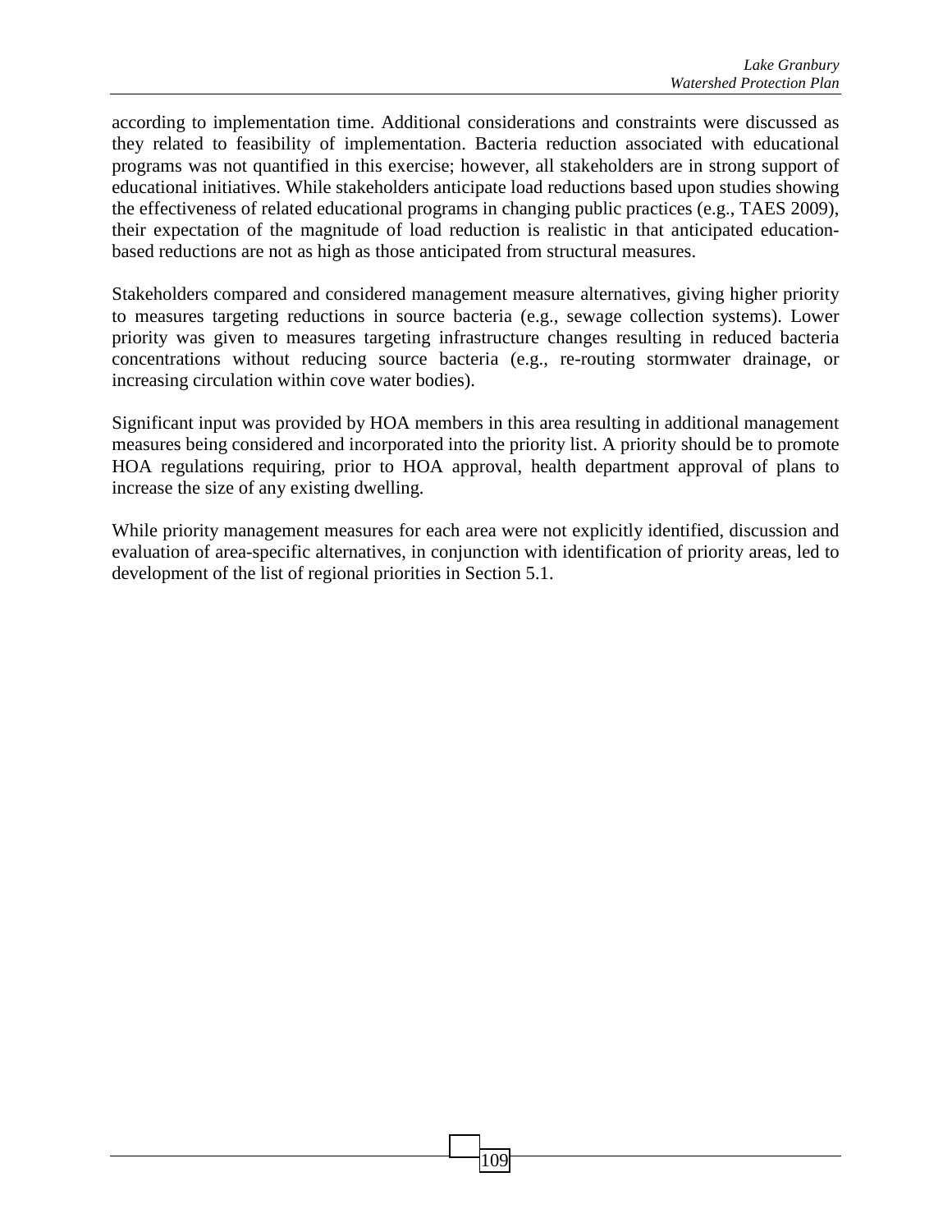according to implementation time. Additional considerations and constraints were discussed as they related to feasibility of implementation. Bacteria reduction associated with educational programs was not quantified in this exercise; however, all stakeholders are in strong support of educational initiatives. While stakeholders anticipate load reductions based upon studies showing the effectiveness of related educational programs in changing public practices (e.g., TAES 2009), their expectation of the magnitude of load reduction is realistic in that anticipated education-based reductions are not as high as those anticipated from structural measures.

Stakeholders compared and considered management measure alternatives, giving higher priority to measures targeting reductions in source bacteria (e.g., sewage collection systems). Lower priority was given to measures targeting infrastructure changes resulting in reduced bacteria concentrations without reducing source bacteria (e.g., re-routing stormwater drainage, or increasing circulation within cove water bodies).

Significant input was provided by HOA members in this area resulting in additional management measures being considered and incorporated into the priority list. A priority should be to promote HOA regulations requiring, prior to HOA approval, health department approval of plans to increase the size of any existing dwelling.

While priority management measures for each area were not explicitly identified, discussion and evaluation of area-specific alternatives, in conjunction with identification of priority areas, led to development of the list of regional priorities in Section 5.1.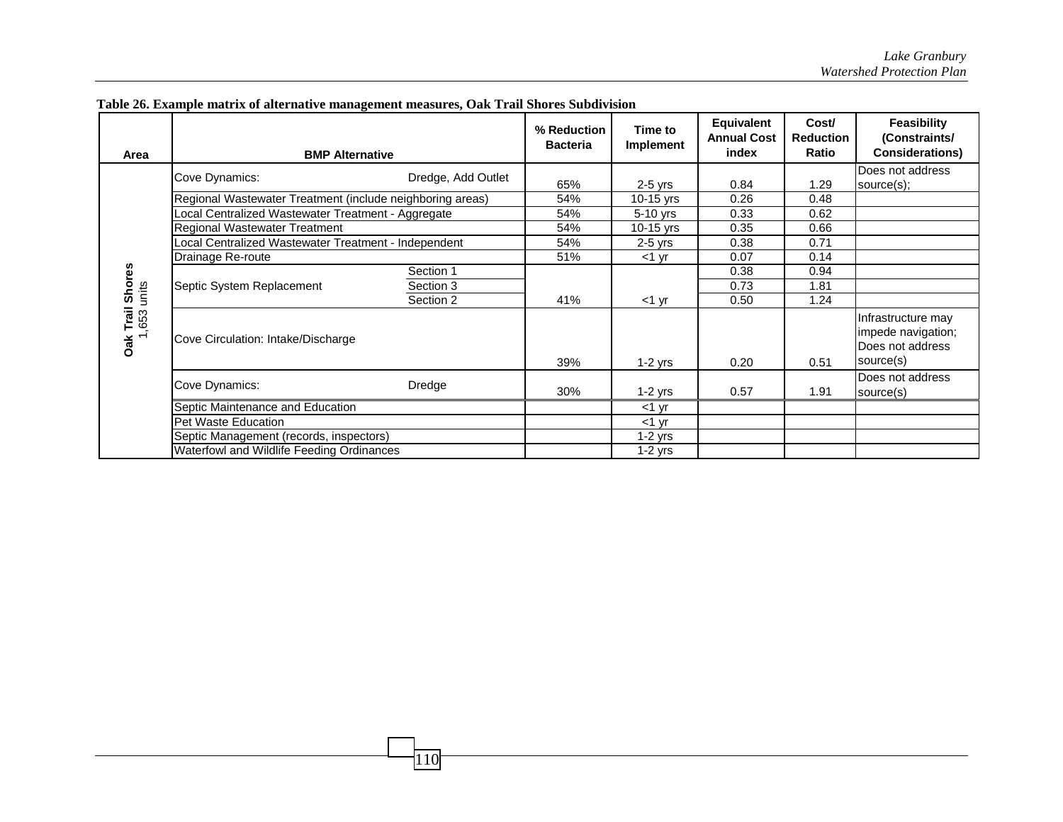**Table 26. Example matrix of alternative management measures, Oak Trail Shores Subdivision**

| Area | BMP Alternative | | % Reduction Bacteria | Time to Implement | Equivalent Annual Cost index | Cost/ Reduction Ratio | Feasibility (Constraints/ Considerations) |
|---|---|---|---|---|---|---|---|
| **Oak Trail Shores** 1,653 units | Cove Dynamics: | Dredge, Add Outlet | 65% | 2-5 yrs | 0.84 | 1.29 | Does not address source(s); |
| | Regional Wastewater Treatment (include neighboring areas) | | 54% | 10-15 yrs | 0.26 | 0.48 | |
| | Local Centralized Wastewater Treatment - Aggregate | | 54% | 5-10 yrs | 0.33 | 0.62 | |
| | Regional Wastewater Treatment | | 54% | 10-15 yrs | 0.35 | 0.66 | |
| | Local Centralized Wastewater Treatment - Independent | | 54% | 2-5 yrs | 0.38 | 0.71 | |
| | Drainage Re-route | | 51% | <1 yr | 0.07 | 0.14 | |
| | Septic System Replacement | Section 1 | 41% | <1 yr | 0.38 | 0.94 | |
| | | Section 3 | | | 0.73 | 1.81 | |
| | | Section 2 | | | 0.50 | 1.24 | |
| | Cove Circulation: Intake/Discharge | | 39% | 1-2 yrs | 0.20 | 0.51 | Infrastructure may impede navigation; Does not address source(s) |
| | Cove Dynamics: | Dredge | 30% | 1-2 yrs | 0.57 | 1.91 | Does not address source(s) |
| | Septic Maintenance and Education | | | <1 yr | | | |
| | Pet Waste Education | | | <1 yr | | | |
| | Septic Management (records, inspectors) | | | 1-2 yrs | | | |
| | Waterfowl and Wildlife Feeding Ordinances | | | 1-2 yrs | | | |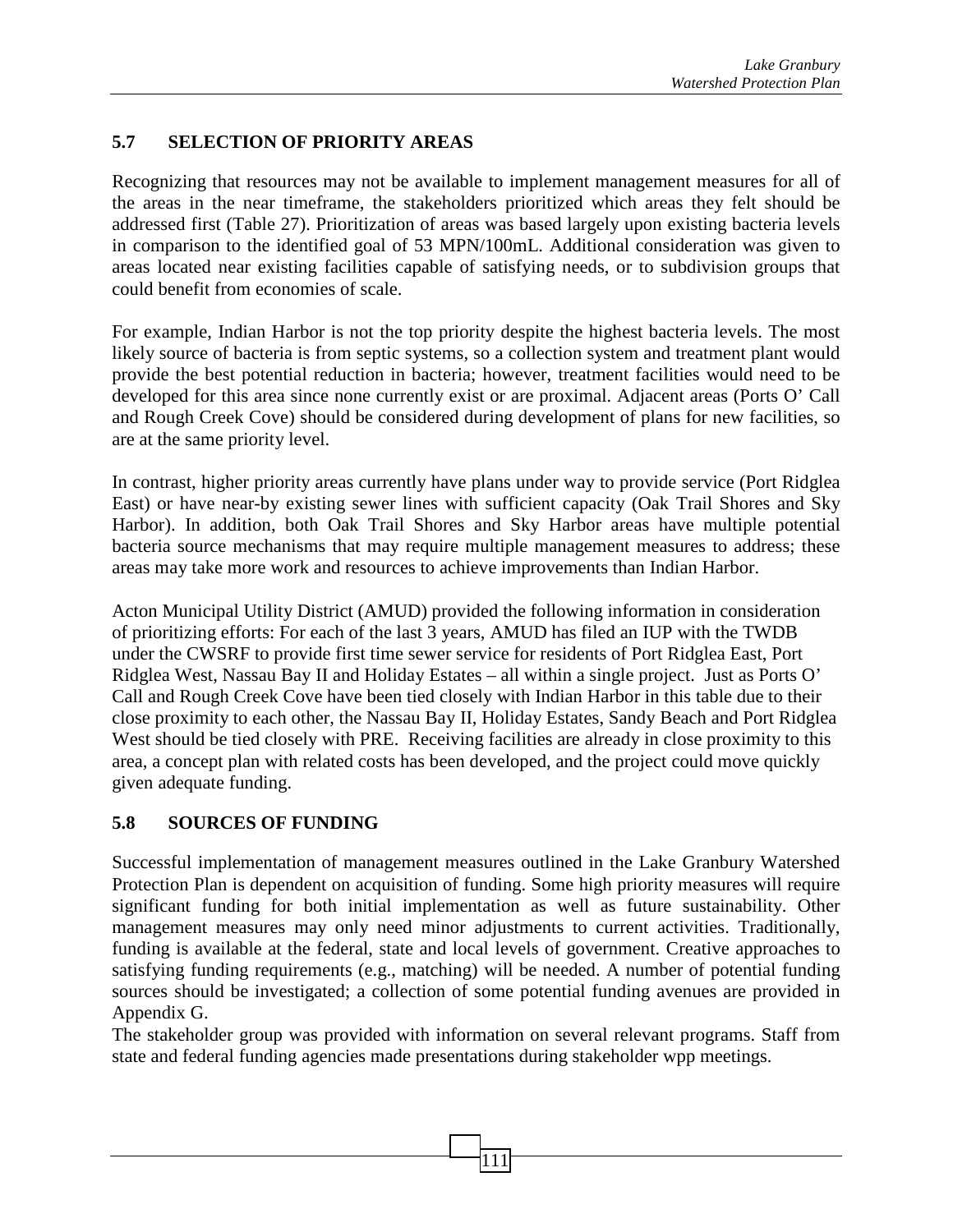## 5.7 SELECTION OF PRIORITY AREAS

Recognizing that resources may not be available to implement management measures for all of the areas in the near timeframe, the stakeholders prioritized which areas they felt should be addressed first (Table 27). Prioritization of areas was based largely upon existing bacteria levels in comparison to the identified goal of 53 MPN/100mL. Additional consideration was given to areas located near existing facilities capable of satisfying needs, or to subdivision groups that could benefit from economies of scale.

For example, Indian Harbor is not the top priority despite the highest bacteria levels. The most likely source of bacteria is from septic systems, so a collection system and treatment plant would provide the best potential reduction in bacteria; however, treatment facilities would need to be developed for this area since none currently exist or are proximal. Adjacent areas (Ports O' Call and Rough Creek Cove) should be considered during development of plans for new facilities, so are at the same priority level.

In contrast, higher priority areas currently have plans under way to provide service (Port Ridglea East) or have near-by existing sewer lines with sufficient capacity (Oak Trail Shores and Sky Harbor). In addition, both Oak Trail Shores and Sky Harbor areas have multiple potential bacteria source mechanisms that may require multiple management measures to address; these areas may take more work and resources to achieve improvements than Indian Harbor.

Acton Municipal Utility District (AMUD) provided the following information in consideration of prioritizing efforts: For each of the last 3 years, AMUD has filed an IUP with the TWDB under the CWSRF to provide first time sewer service for residents of Port Ridglea East, Port Ridglea West, Nassau Bay II and Holiday Estates – all within a single project. Just as Ports O' Call and Rough Creek Cove have been tied closely with Indian Harbor in this table due to their close proximity to each other, the Nassau Bay II, Holiday Estates, Sandy Beach and Port Ridglea West should be tied closely with PRE. Receiving facilities are already in close proximity to this area, a concept plan with related costs has been developed, and the project could move quickly given adequate funding.

## 5.8 SOURCES OF FUNDING

Successful implementation of management measures outlined in the Lake Granbury Watershed Protection Plan is dependent on acquisition of funding. Some high priority measures will require significant funding for both initial implementation as well as future sustainability. Other management measures may only need minor adjustments to current activities. Traditionally, funding is available at the federal, state and local levels of government. Creative approaches to satisfying funding requirements (e.g., matching) will be needed. A number of potential funding sources should be investigated; a collection of some potential funding avenues are provided in Appendix G.

The stakeholder group was provided with information on several relevant programs. Staff from state and federal funding agencies made presentations during stakeholder wpp meetings.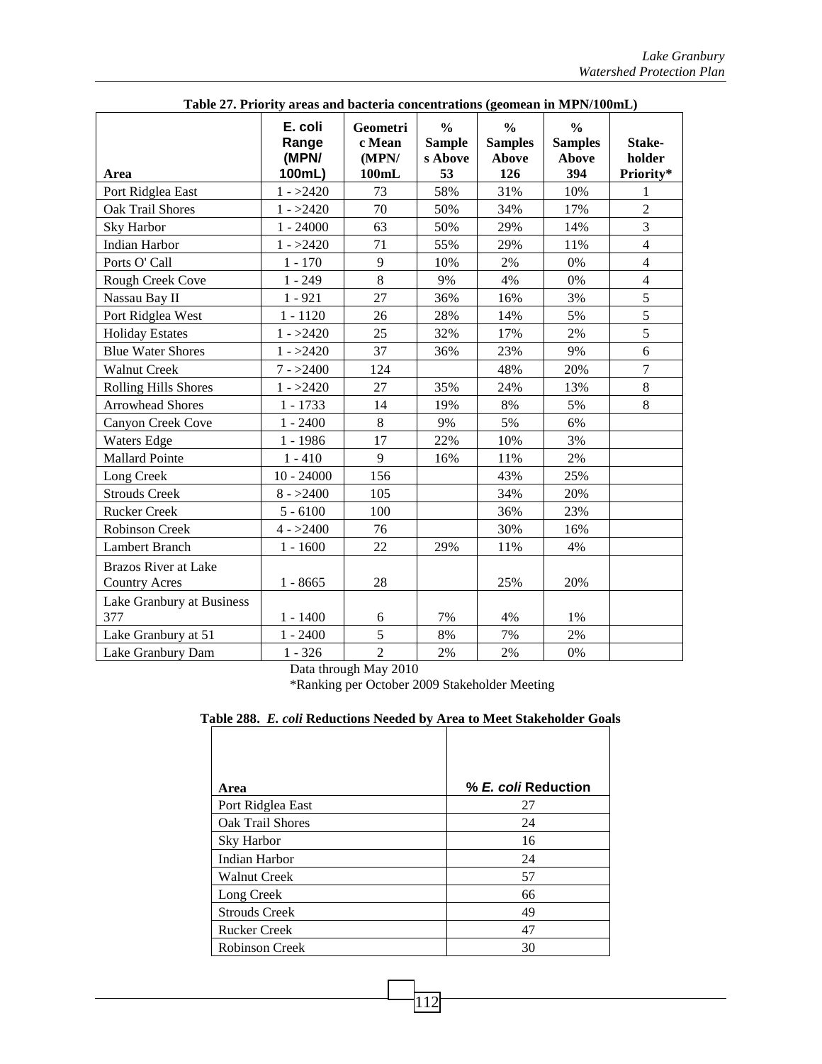**Table 27. Priority areas and bacteria concentrations (geomean in MPN/100mL)**

| Area | E. coli Range (MPN/ 100mL) | Geometric Mean (MPN/ 100mL | % Samples Above 53 | % Samples Above 126 | % Samples Above 394 | Stake-holder Priority* |
|---|---|---|---|---|---|---|
| Port Ridglea East | 1 - >2420 | 73 | 58% | 31% | 10% | 1 |
| Oak Trail Shores | 1 - >2420 | 70 | 50% | 34% | 17% | 2 |
| Sky Harbor | 1 - 24000 | 63 | 50% | 29% | 14% | 3 |
| Indian Harbor | 1 - >2420 | 71 | 55% | 29% | 11% | 4 |
| Ports O' Call | 1 - 170 | 9 | 10% | 2% | 0% | 4 |
| Rough Creek Cove | 1 - 249 | 8 | 9% | 4% | 0% | 4 |
| Nassau Bay II | 1 - 921 | 27 | 36% | 16% | 3% | 5 |
| Port Ridglea West | 1 - 1120 | 26 | 28% | 14% | 5% | 5 |
| Holiday Estates | 1 - >2420 | 25 | 32% | 17% | 2% | 5 |
| Blue Water Shores | 1 - >2420 | 37 | 36% | 23% | 9% | 6 |
| Walnut Creek | 7 - >2400 | 124 | | 48% | 20% | 7 |
| Rolling Hills Shores | 1 - >2420 | 27 | 35% | 24% | 13% | 8 |
| Arrowhead Shores | 1 - 1733 | 14 | 19% | 8% | 5% | 8 |
| Canyon Creek Cove | 1 - 2400 | 8 | 9% | 5% | 6% | |
| Waters Edge | 1 - 1986 | 17 | 22% | 10% | 3% | |
| Mallard Pointe | 1 - 410 | 9 | 16% | 11% | 2% | |
| Long Creek | 10 - 24000 | 156 | | 43% | 25% | |
| Strouds Creek | 8 - >2400 | 105 | | 34% | 20% | |
| Rucker Creek | 5 - 6100 | 100 | | 36% | 23% | |
| Robinson Creek | 4 - >2400 | 76 | | 30% | 16% | |
| Lambert Branch | 1 - 1600 | 22 | 29% | 11% | 4% | |
| Brazos River at Lake Country Acres | 1 - 8665 | 28 | | 25% | 20% | |
| Lake Granbury at Business 377 | 1 - 1400 | 6 | 7% | 4% | 1% | |
| Lake Granbury at 51 | 1 - 2400 | 5 | 8% | 7% | 2% | |
| Lake Granbury Dam | 1 - 326 | 2 | 2% | 2% | 0% | |

Data through May 2010

*Ranking per October 2009 Stakeholder Meeting

**Table 288. *E. coli* Reductions Needed by Area to Meet Stakeholder Goals**

| Area | % *E. coli* Reduction |
|---|---|
| Port Ridglea East | 27 |
| Oak Trail Shores | 24 |
| Sky Harbor | 16 |
| Indian Harbor | 24 |
| Walnut Creek | 57 |
| Long Creek | 66 |
| Strouds Creek | 49 |
| Rucker Creek | 47 |
| Robinson Creek | 30 |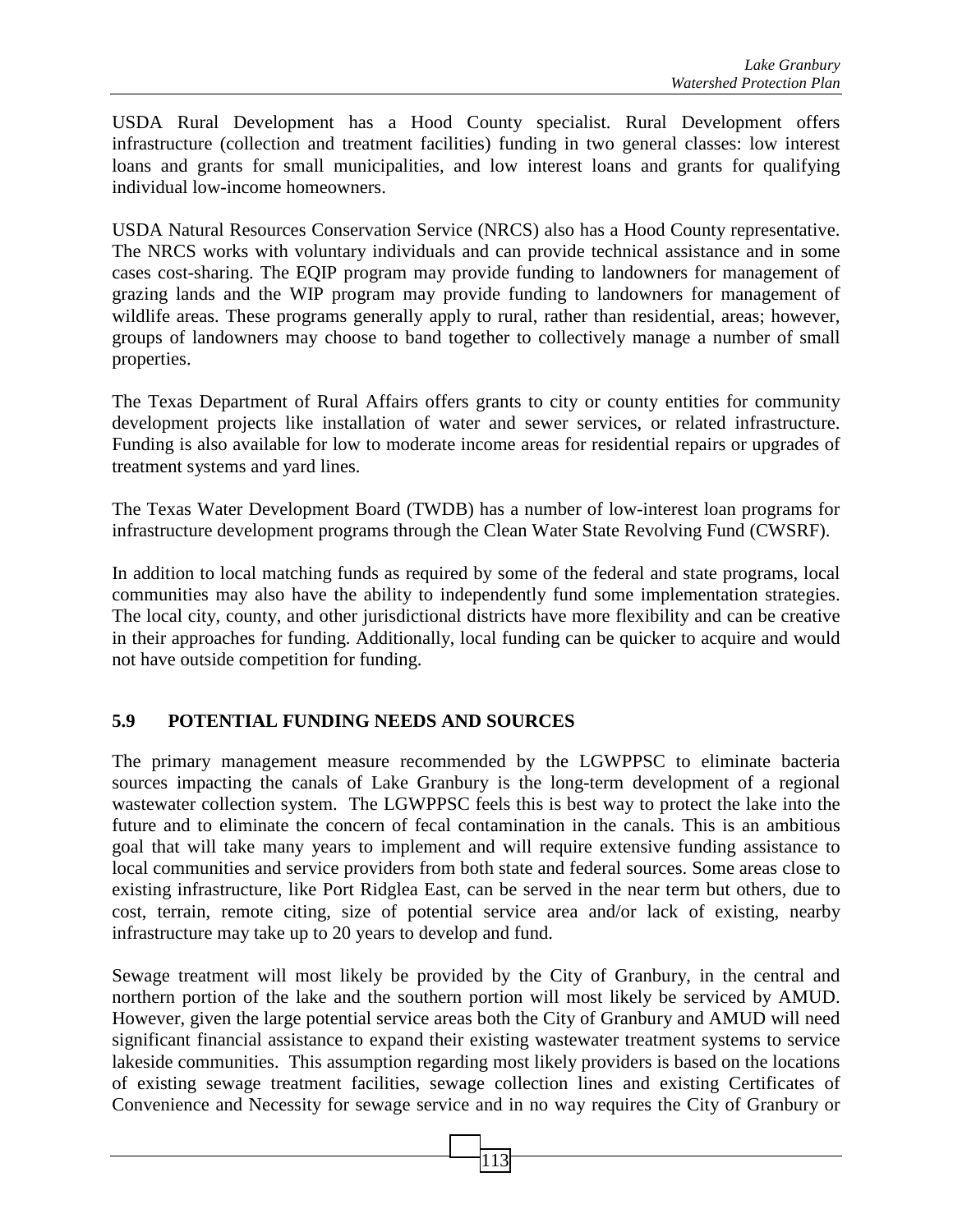USDA Rural Development has a Hood County specialist. Rural Development offers infrastructure (collection and treatment facilities) funding in two general classes: low interest loans and grants for small municipalities, and low interest loans and grants for qualifying individual low-income homeowners.

USDA Natural Resources Conservation Service (NRCS) also has a Hood County representative. The NRCS works with voluntary individuals and can provide technical assistance and in some cases cost-sharing. The EQIP program may provide funding to landowners for management of grazing lands and the WIP program may provide funding to landowners for management of wildlife areas. These programs generally apply to rural, rather than residential, areas; however, groups of landowners may choose to band together to collectively manage a number of small properties.

The Texas Department of Rural Affairs offers grants to city or county entities for community development projects like installation of water and sewer services, or related infrastructure. Funding is also available for low to moderate income areas for residential repairs or upgrades of treatment systems and yard lines.

The Texas Water Development Board (TWDB) has a number of low-interest loan programs for infrastructure development programs through the Clean Water State Revolving Fund (CWSRF).

In addition to local matching funds as required by some of the federal and state programs, local communities may also have the ability to independently fund some implementation strategies. The local city, county, and other jurisdictional districts have more flexibility and can be creative in their approaches for funding. Additionally, local funding can be quicker to acquire and would not have outside competition for funding.

## 5.9 POTENTIAL FUNDING NEEDS AND SOURCES

The primary management measure recommended by the LGWPPSC to eliminate bacteria sources impacting the canals of Lake Granbury is the long-term development of a regional wastewater collection system. The LGWPPSC feels this is best way to protect the lake into the future and to eliminate the concern of fecal contamination in the canals. This is an ambitious goal that will take many years to implement and will require extensive funding assistance to local communities and service providers from both state and federal sources. Some areas close to existing infrastructure, like Port Ridglea East, can be served in the near term but others, due to cost, terrain, remote citing, size of potential service area and/or lack of existing, nearby infrastructure may take up to 20 years to develop and fund.

Sewage treatment will most likely be provided by the City of Granbury, in the central and northern portion of the lake and the southern portion will most likely be serviced by AMUD. However, given the large potential service areas both the City of Granbury and AMUD will need significant financial assistance to expand their existing wastewater treatment systems to service lakeside communities. This assumption regarding most likely providers is based on the locations of existing sewage treatment facilities, sewage collection lines and existing Certificates of Convenience and Necessity for sewage service and in no way requires the City of Granbury or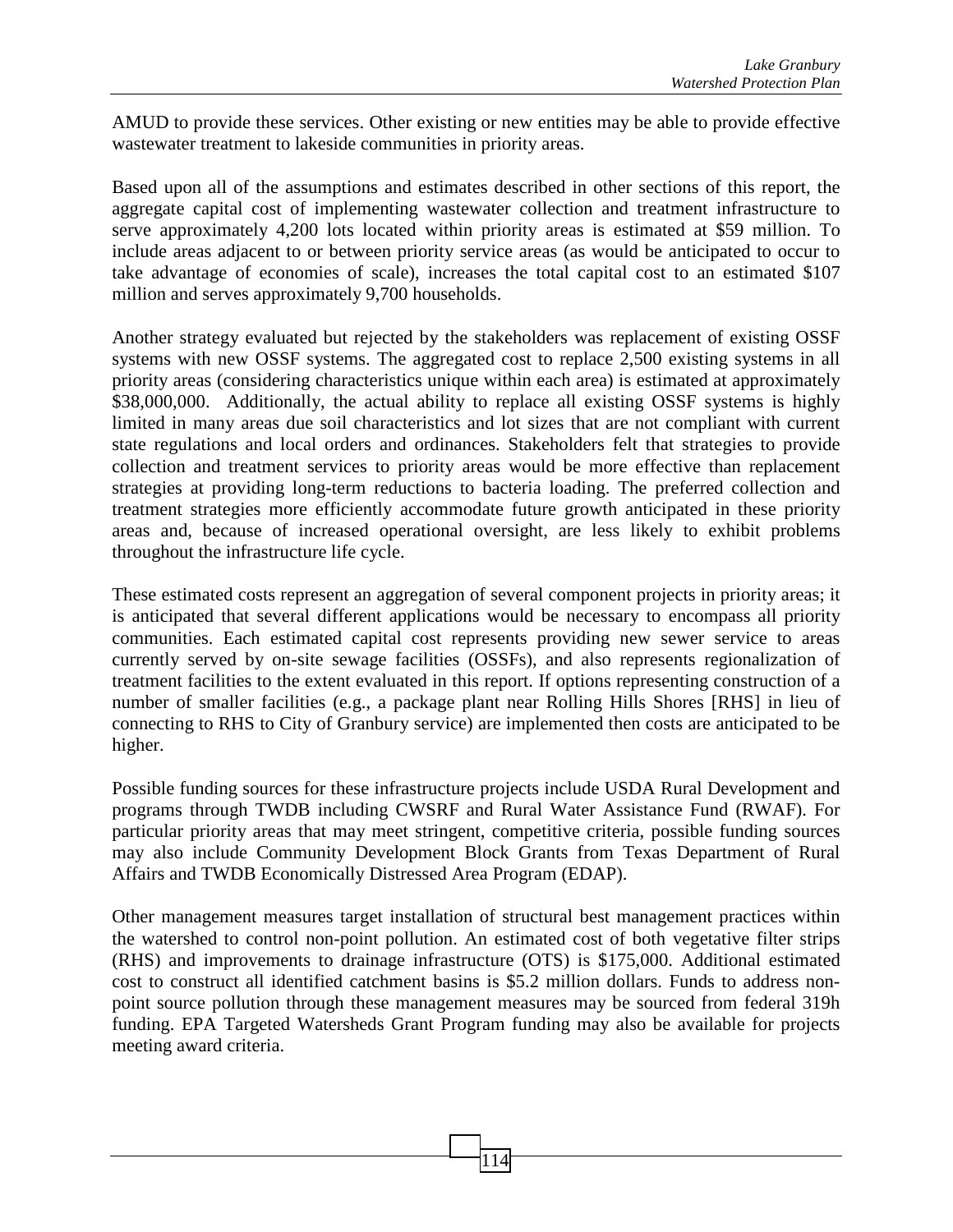AMUD to provide these services. Other existing or new entities may be able to provide effective wastewater treatment to lakeside communities in priority areas.

Based upon all of the assumptions and estimates described in other sections of this report, the aggregate capital cost of implementing wastewater collection and treatment infrastructure to serve approximately 4,200 lots located within priority areas is estimated at $59 million. To include areas adjacent to or between priority service areas (as would be anticipated to occur to take advantage of economies of scale), increases the total capital cost to an estimated $107 million and serves approximately 9,700 households.

Another strategy evaluated but rejected by the stakeholders was replacement of existing OSSF systems with new OSSF systems. The aggregated cost to replace 2,500 existing systems in all priority areas (considering characteristics unique within each area) is estimated at approximately $38,000,000. Additionally, the actual ability to replace all existing OSSF systems is highly limited in many areas due soil characteristics and lot sizes that are not compliant with current state regulations and local orders and ordinances. Stakeholders felt that strategies to provide collection and treatment services to priority areas would be more effective than replacement strategies at providing long-term reductions to bacteria loading. The preferred collection and treatment strategies more efficiently accommodate future growth anticipated in these priority areas and, because of increased operational oversight, are less likely to exhibit problems throughout the infrastructure life cycle.

These estimated costs represent an aggregation of several component projects in priority areas; it is anticipated that several different applications would be necessary to encompass all priority communities. Each estimated capital cost represents providing new sewer service to areas currently served by on-site sewage facilities (OSSFs), and also represents regionalization of treatment facilities to the extent evaluated in this report. If options representing construction of a number of smaller facilities (e.g., a package plant near Rolling Hills Shores [RHS] in lieu of connecting to RHS to City of Granbury service) are implemented then costs are anticipated to be higher.

Possible funding sources for these infrastructure projects include USDA Rural Development and programs through TWDB including CWSRF and Rural Water Assistance Fund (RWAF). For particular priority areas that may meet stringent, competitive criteria, possible funding sources may also include Community Development Block Grants from Texas Department of Rural Affairs and TWDB Economically Distressed Area Program (EDAP).

Other management measures target installation of structural best management practices within the watershed to control non-point pollution. An estimated cost of both vegetative filter strips (RHS) and improvements to drainage infrastructure (OTS) is $175,000. Additional estimated cost to construct all identified catchment basins is $5.2 million dollars. Funds to address non-point source pollution through these management measures may be sourced from federal 319h funding. EPA Targeted Watersheds Grant Program funding may also be available for projects meeting award criteria.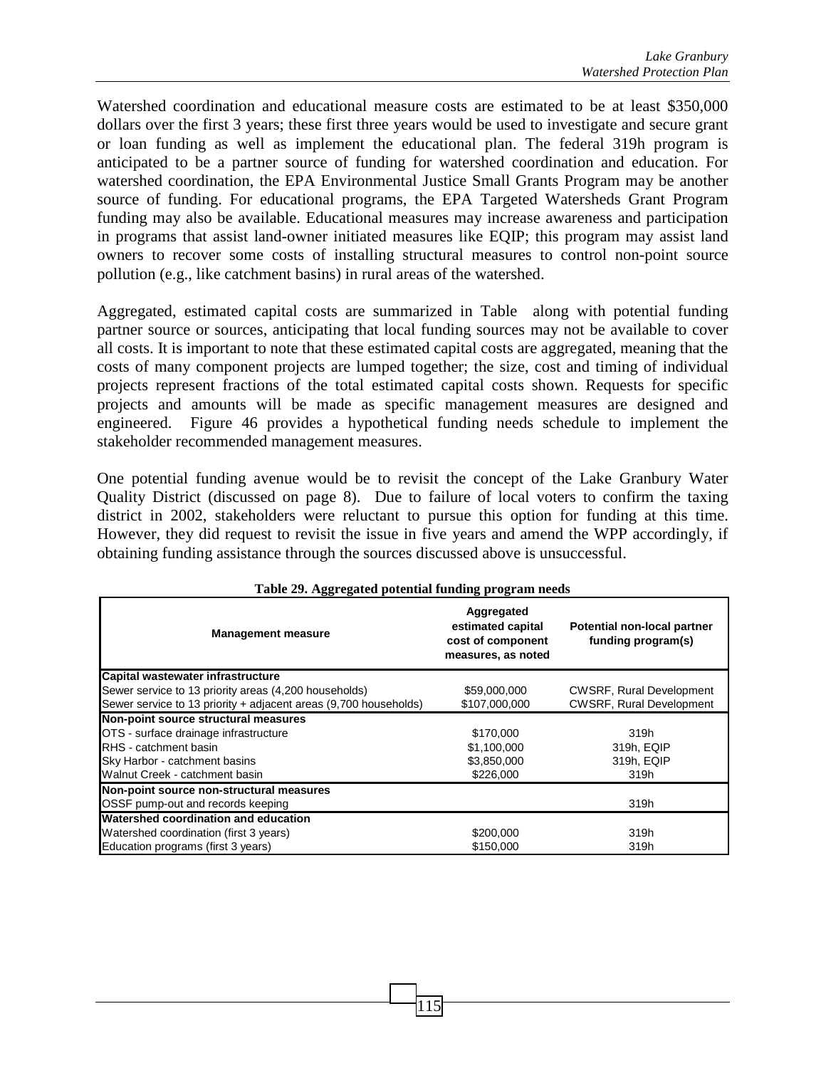Watershed coordination and educational measure costs are estimated to be at least \$350,000 dollars over the first 3 years; these first three years would be used to investigate and secure grant or loan funding as well as implement the educational plan. The federal 319h program is anticipated to be a partner source of funding for watershed coordination and education. For watershed coordination, the EPA Environmental Justice Small Grants Program may be another source of funding. For educational programs, the EPA Targeted Watersheds Grant Program funding may also be available. Educational measures may increase awareness and participation in programs that assist land-owner initiated measures like EQIP; this program may assist land owners to recover some costs of installing structural measures to control non-point source pollution (e.g., like catchment basins) in rural areas of the watershed.

Aggregated, estimated capital costs are summarized in Table along with potential funding partner source or sources, anticipating that local funding sources may not be available to cover all costs. It is important to note that these estimated capital costs are aggregated, meaning that the costs of many component projects are lumped together; the size, cost and timing of individual projects represent fractions of the total estimated capital costs shown. Requests for specific projects and amounts will be made as specific management measures are designed and engineered. Figure 46 provides a hypothetical funding needs schedule to implement the stakeholder recommended management measures.

One potential funding avenue would be to revisit the concept of the Lake Granbury Water Quality District (discussed on page 8). Due to failure of local voters to confirm the taxing district in 2002, stakeholders were reluctant to pursue this option for funding at this time. However, they did request to revisit the issue in five years and amend the WPP accordingly, if obtaining funding assistance through the sources discussed above is unsuccessful.

**Table 29. Aggregated potential funding program needs**

| Management measure | Aggregated estimated capital cost of component measures, as noted | Potential non-local partner funding program(s) |
|---|---|---|
| **Capital wastewater infrastructure** | | |
| Sewer service to 13 priority areas (4,200 households) | \$59,000,000 | CWSRF, Rural Development |
| Sewer service to 13 priority + adjacent areas (9,700 households) | \$107,000,000 | CWSRF, Rural Development |
| **Non-point source structural measures** | | |
| OTS - surface drainage infrastructure | \$170,000 | 319h |
| RHS - catchment basin | \$1,100,000 | 319h, EQIP |
| Sky Harbor - catchment basins | \$3,850,000 | 319h, EQIP |
| Walnut Creek - catchment basin | \$226,000 | 319h |
| **Non-point source non-structural measures** | | |
| OSSF pump-out and records keeping | | 319h |
| **Watershed coordination and education** | | |
| Watershed coordination (first 3 years) | \$200,000 | 319h |
| Education programs (first 3 years) | \$150,000 | 319h |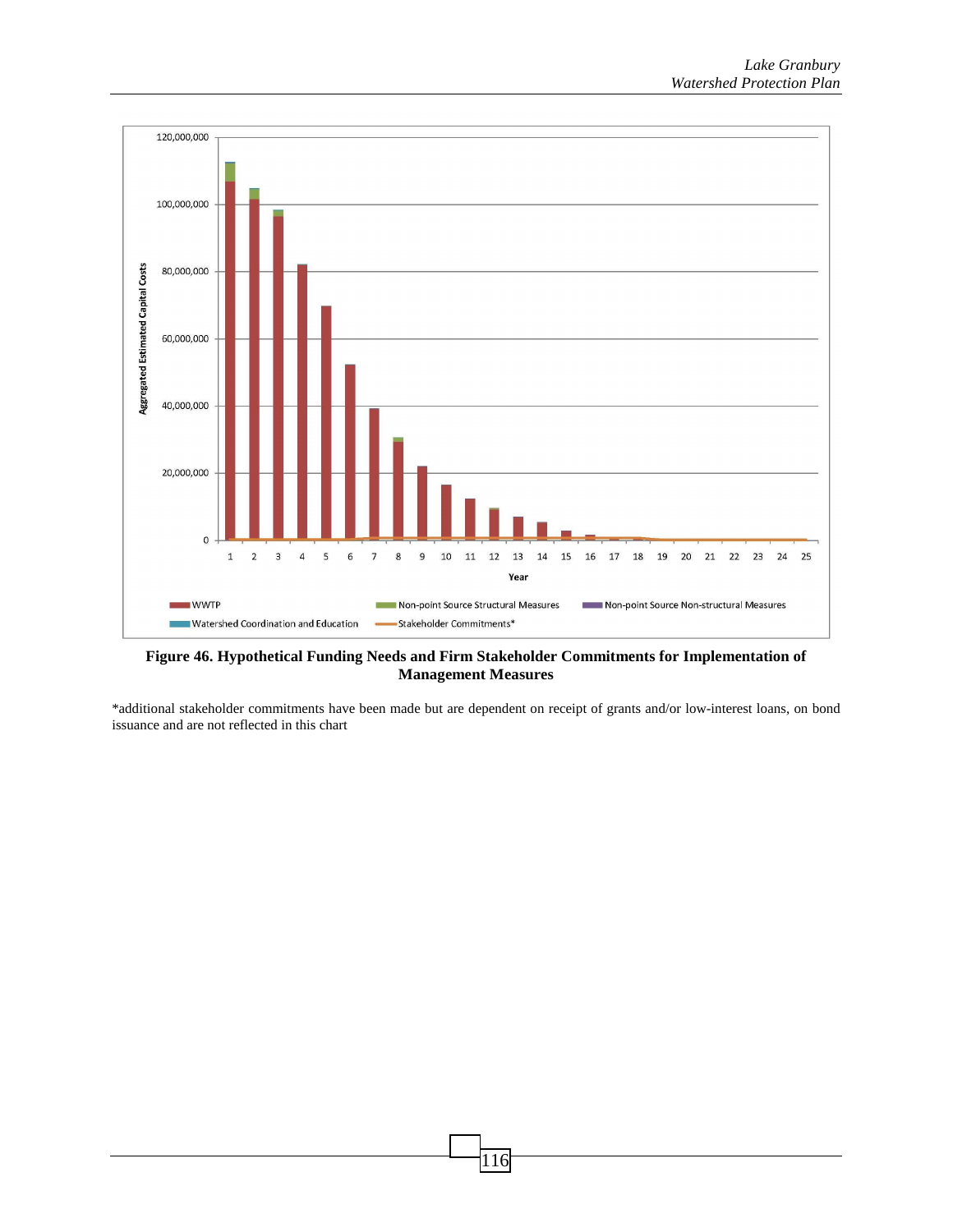120,000,000

100,000,000

80,000,000

60,000,000

40,000,000

20,000,000

0

Aggregated Estimated Capital Costs

1 2 3 4 5 6 7 8 9 10 11 12 13 14 15 16 17 18 19 20 21 22 23 24 25

Year

WWTP

Non-point Source Structural Measures

Non-point Source Non-structural Measures

Watershed Coordination and Education

Stakeholder Commitments*

**Figure 46. Hypothetical Funding Needs and Firm Stakeholder Commitments for Implementation of Management Measures**

*additional stakeholder commitments have been made but are dependent on receipt of grants and/or low-interest loans, on bond issuance and are not reflected in this chart